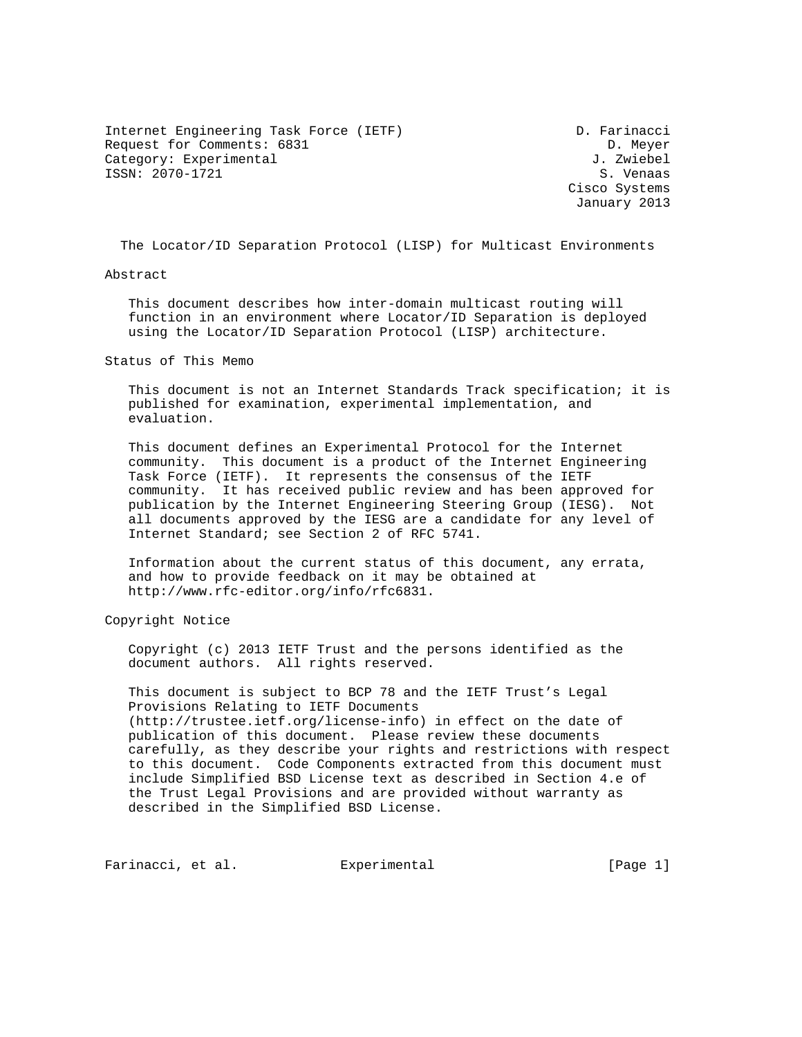Internet Engineering Task Force (IETF) D. Farinacci
Request for Comments: 6831 D. Meyer
Category: Experimental J. Zwiebel
ISSN: 2070-1721 S. Venaas
Cisco Systems
January 2013

# The Locator/ID Separation Protocol (LISP) for Multicast Environments

## Abstract

This document describes how inter-domain multicast routing will function in an environment where Locator/ID Separation is deployed using the Locator/ID Separation Protocol (LISP) architecture.

## Status of This Memo

This document is not an Internet Standards Track specification; it is published for examination, experimental implementation, and evaluation.

This document defines an Experimental Protocol for the Internet community. This document is a product of the Internet Engineering Task Force (IETF). It represents the consensus of the IETF community. It has received public review and has been approved for publication by the Internet Engineering Steering Group (IESG). Not all documents approved by the IESG are a candidate for any level of Internet Standard; see Section 2 of RFC 5741.

Information about the current status of this document, any errata, and how to provide feedback on it may be obtained at http://www.rfc-editor.org/info/rfc6831.

## Copyright Notice

Copyright (c) 2013 IETF Trust and the persons identified as the document authors. All rights reserved.

This document is subject to BCP 78 and the IETF Trust's Legal Provisions Relating to IETF Documents (http://trustee.ietf.org/license-info) in effect on the date of publication of this document. Please review these documents carefully, as they describe your rights and restrictions with respect to this document. Code Components extracted from this document must include Simplified BSD License text as described in Section 4.e of the Trust Legal Provisions and are provided without warranty as described in the Simplified BSD License.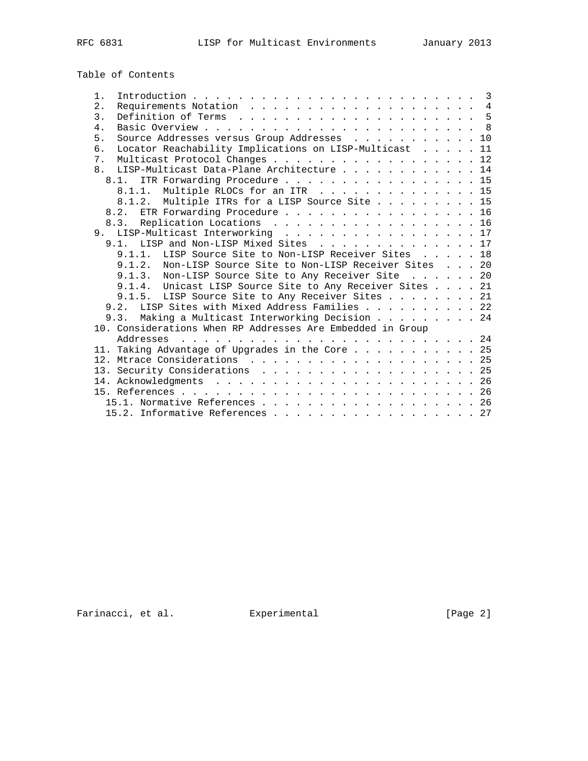Table of Contents

```
   1.  Introduction . . . . . . . . . . . . . . . . . . . . . . . . .  3
   2.  Requirements Notation  . . . . . . . . . . . . . . . . . . . .  4
   3.  Definition of Terms  . . . . . . . . . . . . . . . . . . . . .  5
   4.  Basic Overview . . . . . . . . . . . . . . . . . . . . . . . .  8
   5.  Source Addresses versus Group Addresses  . . . . . . . . . . . 10
   6.  Locator Reachability Implications on LISP-Multicast  . . . . . 11
   7.  Multicast Protocol Changes . . . . . . . . . . . . . . . . . . 12
   8.  LISP-Multicast Data-Plane Architecture . . . . . . . . . . . . 14
     8.1.  ITR Forwarding Procedure . . . . . . . . . . . . . . . . . 15
       8.1.1.  Multiple RLOCs for an ITR  . . . . . . . . . . . . . . 15
       8.1.2.  Multiple ITRs for a LISP Source Site . . . . . . . . . 15
     8.2.  ETR Forwarding Procedure . . . . . . . . . . . . . . . . . 16
     8.3.  Replication Locations  . . . . . . . . . . . . . . . . . . 16
   9.  LISP-Multicast Interworking  . . . . . . . . . . . . . . . . . 17
     9.1.  LISP and Non-LISP Mixed Sites  . . . . . . . . . . . . . . 17
       9.1.1.  LISP Source Site to Non-LISP Receiver Sites  . . . . . 18
       9.1.2.  Non-LISP Source Site to Non-LISP Receiver Sites  . . . 20
       9.1.3.  Non-LISP Source Site to Any Receiver Site  . . . . . . 20
       9.1.4.  Unicast LISP Source Site to Any Receiver Sites . . . . 21
       9.1.5.  LISP Source Site to Any Receiver Sites . . . . . . . . 21
     9.2.  LISP Sites with Mixed Address Families . . . . . . . . . . 22
     9.3.  Making a Multicast Interworking Decision . . . . . . . . . 24
   10. Considerations When RP Addresses Are Embedded in Group
       Addresses  . . . . . . . . . . . . . . . . . . . . . . . . . . 24
   11. Taking Advantage of Upgrades in the Core . . . . . . . . . . . 25
   12. Mtrace Considerations  . . . . . . . . . . . . . . . . . . . . 25
   13. Security Considerations  . . . . . . . . . . . . . . . . . . . 25
   14. Acknowledgments  . . . . . . . . . . . . . . . . . . . . . . . 26
   15. References . . . . . . . . . . . . . . . . . . . . . . . . . . 26
     15.1. Normative References . . . . . . . . . . . . . . . . . . . 26
     15.2. Informative References . . . . . . . . . . . . . . . . . . 27
```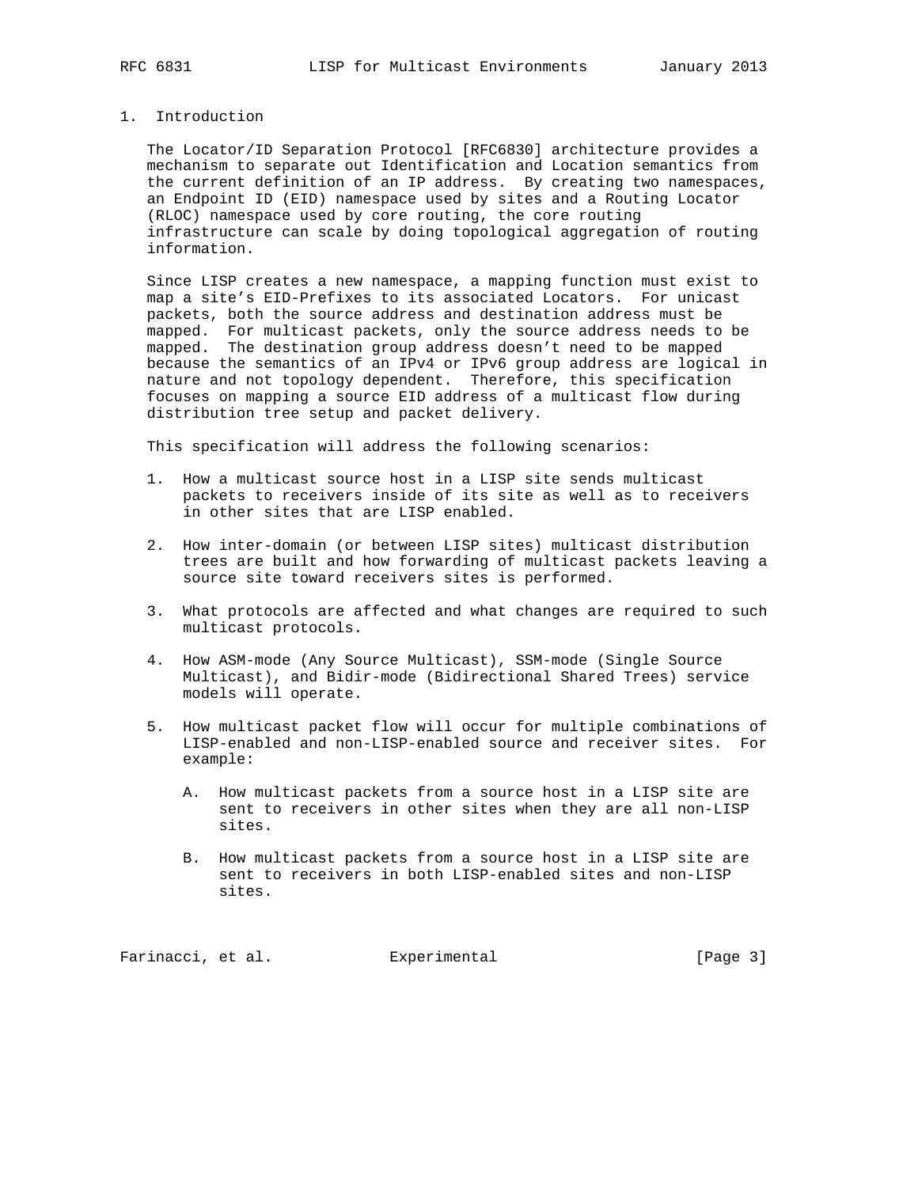# 1. Introduction

The Locator/ID Separation Protocol [RFC6830] architecture provides a mechanism to separate out Identification and Location semantics from the current definition of an IP address. By creating two namespaces, an Endpoint ID (EID) namespace used by sites and a Routing Locator (RLOC) namespace used by core routing, the core routing infrastructure can scale by doing topological aggregation of routing information.

Since LISP creates a new namespace, a mapping function must exist to map a site's EID-Prefixes to its associated Locators. For unicast packets, both the source address and destination address must be mapped. For multicast packets, only the source address needs to be mapped. The destination group address doesn't need to be mapped because the semantics of an IPv4 or IPv6 group address are logical in nature and not topology dependent. Therefore, this specification focuses on mapping a source EID address of a multicast flow during distribution tree setup and packet delivery.

This specification will address the following scenarios:

1. How a multicast source host in a LISP site sends multicast packets to receivers inside of its site as well as to receivers in other sites that are LISP enabled.

2. How inter-domain (or between LISP sites) multicast distribution trees are built and how forwarding of multicast packets leaving a source site toward receivers sites is performed.

3. What protocols are affected and what changes are required to such multicast protocols.

4. How ASM-mode (Any Source Multicast), SSM-mode (Single Source Multicast), and Bidir-mode (Bidirectional Shared Trees) service models will operate.

5. How multicast packet flow will occur for multiple combinations of LISP-enabled and non-LISP-enabled source and receiver sites. For example:

   A. How multicast packets from a source host in a LISP site are sent to receivers in other sites when they are all non-LISP sites.

   B. How multicast packets from a source host in a LISP site are sent to receivers in both LISP-enabled sites and non-LISP sites.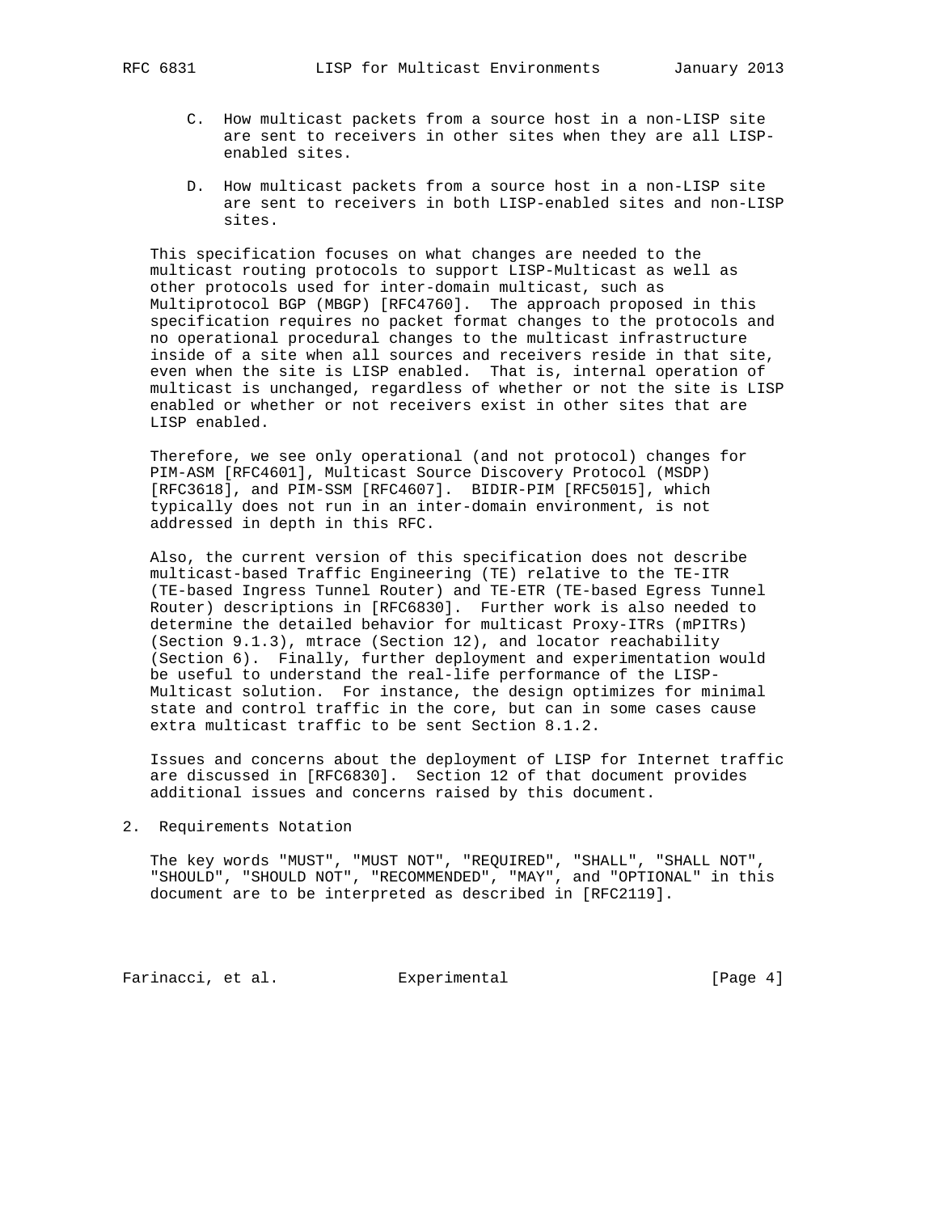C. How multicast packets from a source host in a non-LISP site are sent to receivers in other sites when they are all LISP-enabled sites.

D. How multicast packets from a source host in a non-LISP site are sent to receivers in both LISP-enabled sites and non-LISP sites.

This specification focuses on what changes are needed to the multicast routing protocols to support LISP-Multicast as well as other protocols used for inter-domain multicast, such as Multiprotocol BGP (MBGP) [RFC4760]. The approach proposed in this specification requires no packet format changes to the protocols and no operational procedural changes to the multicast infrastructure inside of a site when all sources and receivers reside in that site, even when the site is LISP enabled. That is, internal operation of multicast is unchanged, regardless of whether or not the site is LISP enabled or whether or not receivers exist in other sites that are LISP enabled.

Therefore, we see only operational (and not protocol) changes for PIM-ASM [RFC4601], Multicast Source Discovery Protocol (MSDP) [RFC3618], and PIM-SSM [RFC4607]. BIDIR-PIM [RFC5015], which typically does not run in an inter-domain environment, is not addressed in depth in this RFC.

Also, the current version of this specification does not describe multicast-based Traffic Engineering (TE) relative to the TE-ITR (TE-based Ingress Tunnel Router) and TE-ETR (TE-based Egress Tunnel Router) descriptions in [RFC6830]. Further work is also needed to determine the detailed behavior for multicast Proxy-ITRs (mPITRs) (Section 9.1.3), mtrace (Section 12), and locator reachability (Section 6). Finally, further deployment and experimentation would be useful to understand the real-life performance of the LISP-Multicast solution. For instance, the design optimizes for minimal state and control traffic in the core, but can in some cases cause extra multicast traffic to be sent Section 8.1.2.

Issues and concerns about the deployment of LISP for Internet traffic are discussed in [RFC6830]. Section 12 of that document provides additional issues and concerns raised by this document.

## 2. Requirements Notation

The key words "MUST", "MUST NOT", "REQUIRED", "SHALL", "SHALL NOT", "SHOULD", "SHOULD NOT", "RECOMMENDED", "MAY", and "OPTIONAL" in this document are to be interpreted as described in [RFC2119].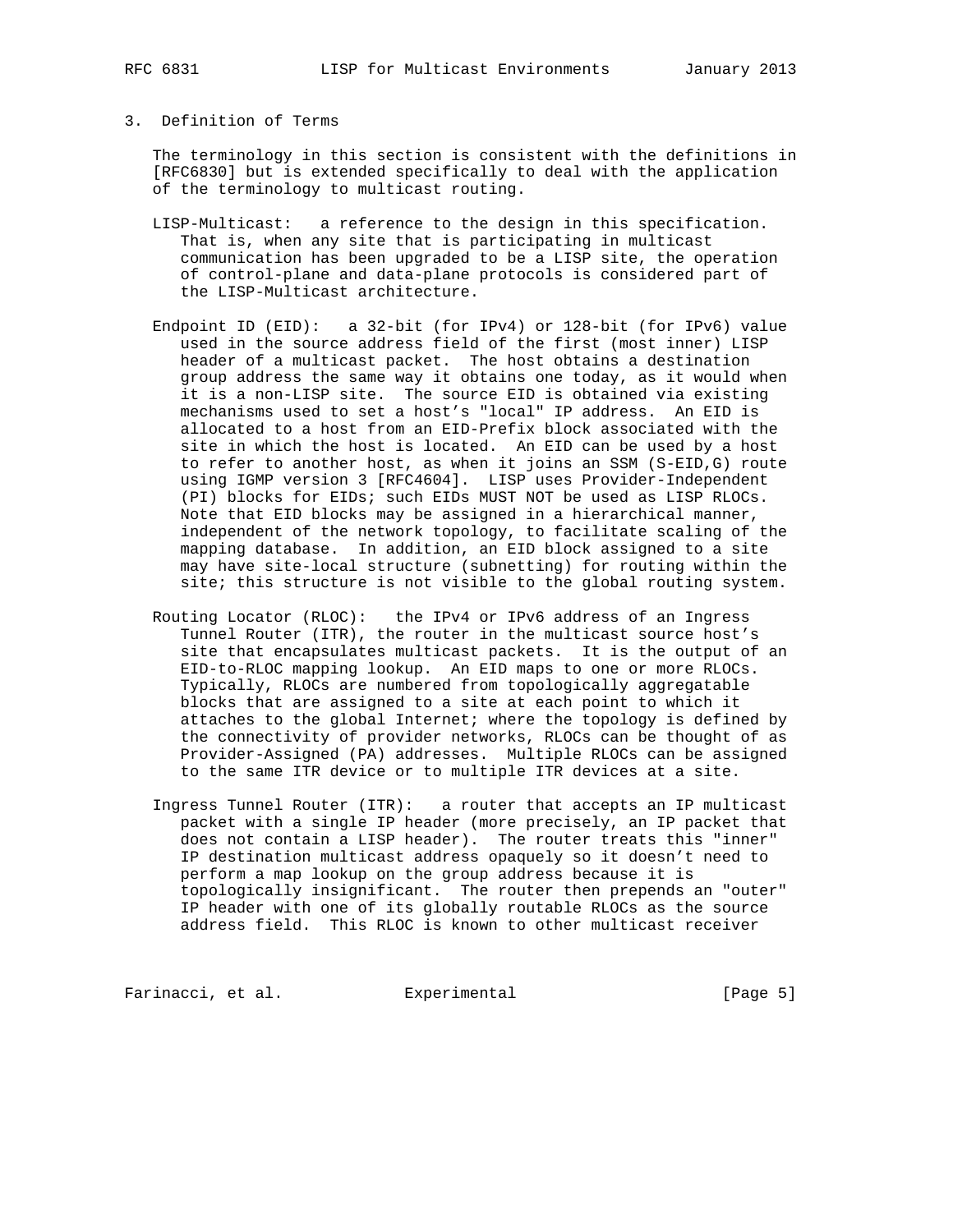## 3. Definition of Terms

The terminology in this section is consistent with the definitions in [RFC6830] but is extended specifically to deal with the application of the terminology to multicast routing.

LISP-Multicast: a reference to the design in this specification. That is, when any site that is participating in multicast communication has been upgraded to be a LISP site, the operation of control-plane and data-plane protocols is considered part of the LISP-Multicast architecture.

Endpoint ID (EID): a 32-bit (for IPv4) or 128-bit (for IPv6) value used in the source address field of the first (most inner) LISP header of a multicast packet. The host obtains a destination group address the same way it obtains one today, as it would when it is a non-LISP site. The source EID is obtained via existing mechanisms used to set a host's "local" IP address. An EID is allocated to a host from an EID-Prefix block associated with the site in which the host is located. An EID can be used by a host to refer to another host, as when it joins an SSM (S-EID,G) route using IGMP version 3 [RFC4604]. LISP uses Provider-Independent (PI) blocks for EIDs; such EIDs MUST NOT be used as LISP RLOCs. Note that EID blocks may be assigned in a hierarchical manner, independent of the network topology, to facilitate scaling of the mapping database. In addition, an EID block assigned to a site may have site-local structure (subnetting) for routing within the site; this structure is not visible to the global routing system.

Routing Locator (RLOC): the IPv4 or IPv6 address of an Ingress Tunnel Router (ITR), the router in the multicast source host's site that encapsulates multicast packets. It is the output of an EID-to-RLOC mapping lookup. An EID maps to one or more RLOCs. Typically, RLOCs are numbered from topologically aggregatable blocks that are assigned to a site at each point to which it attaches to the global Internet; where the topology is defined by the connectivity of provider networks, RLOCs can be thought of as Provider-Assigned (PA) addresses. Multiple RLOCs can be assigned to the same ITR device or to multiple ITR devices at a site.

Ingress Tunnel Router (ITR): a router that accepts an IP multicast packet with a single IP header (more precisely, an IP packet that does not contain a LISP header). The router treats this "inner" IP destination multicast address opaquely so it doesn't need to perform a map lookup on the group address because it is topologically insignificant. The router then prepends an "outer" IP header with one of its globally routable RLOCs as the source address field. This RLOC is known to other multicast receiver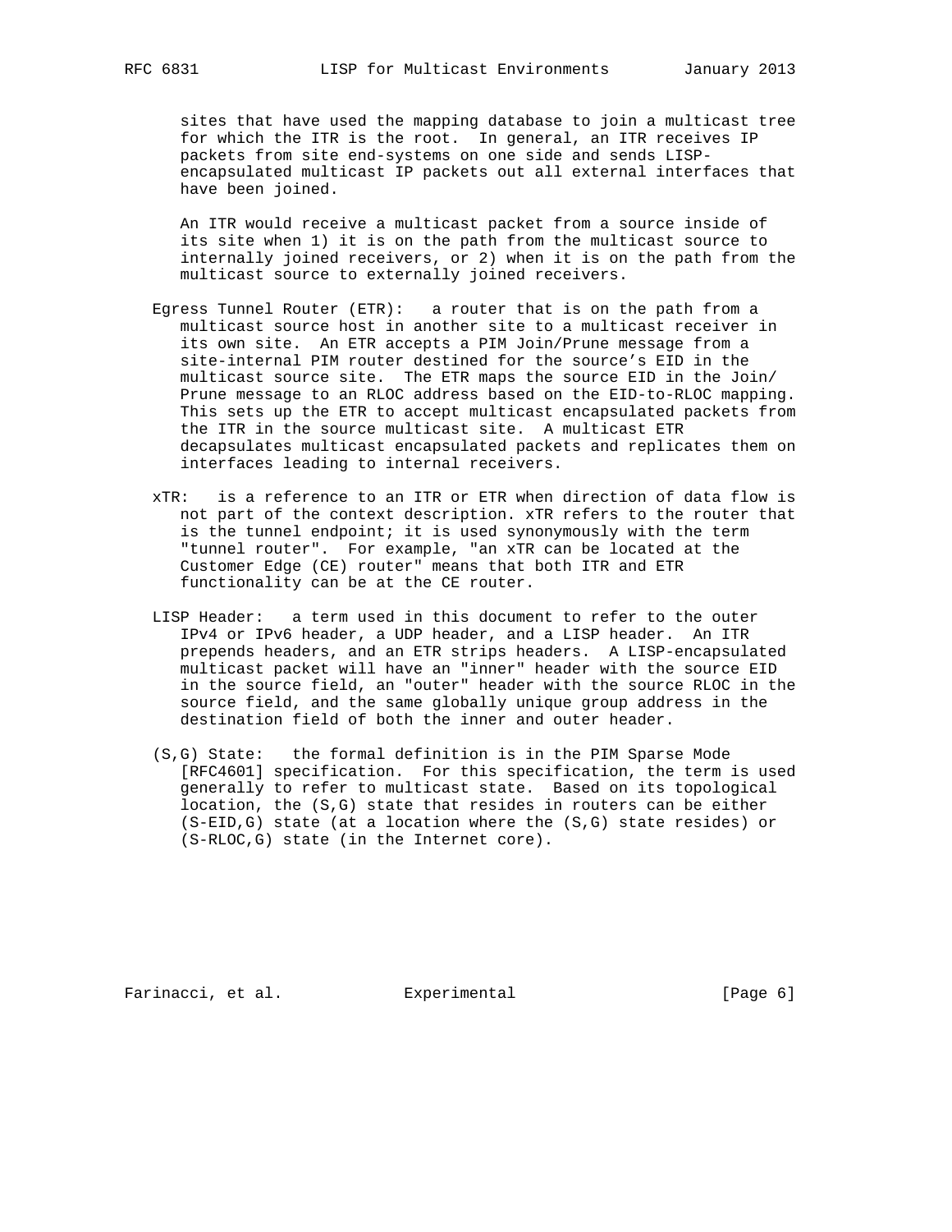sites that have used the mapping database to join a multicast tree for which the ITR is the root. In general, an ITR receives IP packets from site end-systems on one side and sends LISP-encapsulated multicast IP packets out all external interfaces that have been joined.

An ITR would receive a multicast packet from a source inside of its site when 1) it is on the path from the multicast source to internally joined receivers, or 2) when it is on the path from the multicast source to externally joined receivers.

Egress Tunnel Router (ETR): a router that is on the path from a multicast source host in another site to a multicast receiver in its own site. An ETR accepts a PIM Join/Prune message from a site-internal PIM router destined for the source's EID in the multicast source site. The ETR maps the source EID in the Join/Prune message to an RLOC address based on the EID-to-RLOC mapping. This sets up the ETR to accept multicast encapsulated packets from the ITR in the source multicast site. A multicast ETR decapsulates multicast encapsulated packets and replicates them on interfaces leading to internal receivers.

xTR: is a reference to an ITR or ETR when direction of data flow is not part of the context description. xTR refers to the router that is the tunnel endpoint; it is used synonymously with the term "tunnel router". For example, "an xTR can be located at the Customer Edge (CE) router" means that both ITR and ETR functionality can be at the CE router.

LISP Header: a term used in this document to refer to the outer IPv4 or IPv6 header, a UDP header, and a LISP header. An ITR prepends headers, and an ETR strips headers. A LISP-encapsulated multicast packet will have an "inner" header with the source EID in the source field, an "outer" header with the source RLOC in the source field, and the same globally unique group address in the destination field of both the inner and outer header.

(S,G) State: the formal definition is in the PIM Sparse Mode [RFC4601] specification. For this specification, the term is used generally to refer to multicast state. Based on its topological location, the (S,G) state that resides in routers can be either (S-EID,G) state (at a location where the (S,G) state resides) or (S-RLOC,G) state (in the Internet core).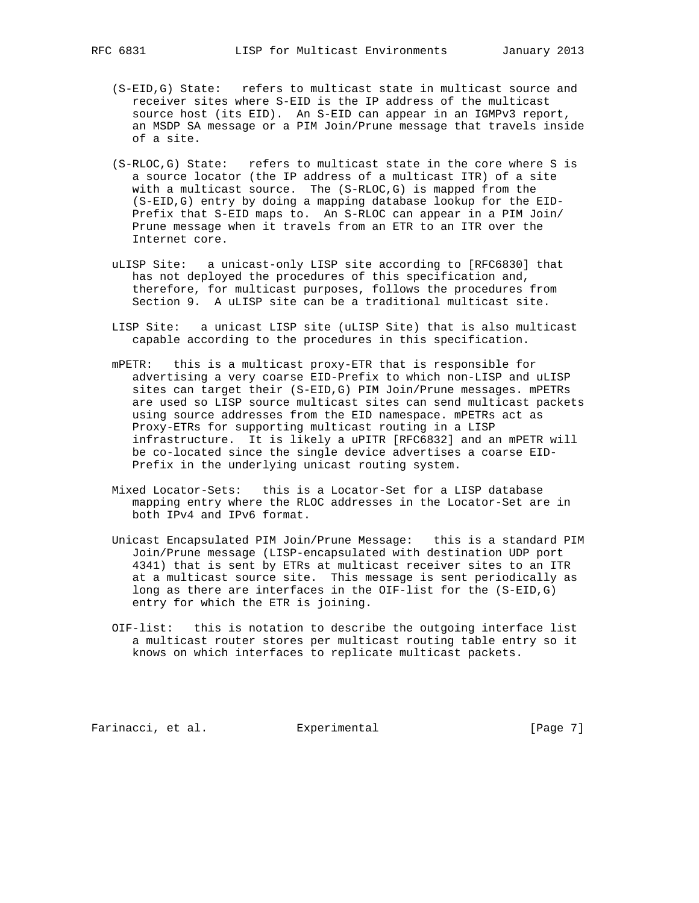(S-EID,G) State: refers to multicast state in multicast source and receiver sites where S-EID is the IP address of the multicast source host (its EID). An S-EID can appear in an IGMPv3 report, an MSDP SA message or a PIM Join/Prune message that travels inside of a site.

(S-RLOC,G) State: refers to multicast state in the core where S is a source locator (the IP address of a multicast ITR) of a site with a multicast source. The (S-RLOC,G) is mapped from the (S-EID,G) entry by doing a mapping database lookup for the EID-Prefix that S-EID maps to. An S-RLOC can appear in a PIM Join/Prune message when it travels from an ETR to an ITR over the Internet core.

uLISP Site: a unicast-only LISP site according to [RFC6830] that has not deployed the procedures of this specification and, therefore, for multicast purposes, follows the procedures from Section 9. A uLISP site can be a traditional multicast site.

LISP Site: a unicast LISP site (uLISP Site) that is also multicast capable according to the procedures in this specification.

mPETR: this is a multicast proxy-ETR that is responsible for advertising a very coarse EID-Prefix to which non-LISP and uLISP sites can target their (S-EID,G) PIM Join/Prune messages. mPETRs are used so LISP source multicast sites can send multicast packets using source addresses from the EID namespace. mPETRs act as Proxy-ETRs for supporting multicast routing in a LISP infrastructure. It is likely a uPITR [RFC6832] and an mPETR will be co-located since the single device advertises a coarse EID-Prefix in the underlying unicast routing system.

Mixed Locator-Sets: this is a Locator-Set for a LISP database mapping entry where the RLOC addresses in the Locator-Set are in both IPv4 and IPv6 format.

Unicast Encapsulated PIM Join/Prune Message: this is a standard PIM Join/Prune message (LISP-encapsulated with destination UDP port 4341) that is sent by ETRs at multicast receiver sites to an ITR at a multicast source site. This message is sent periodically as long as there are interfaces in the OIF-list for the (S-EID,G) entry for which the ETR is joining.

OIF-list: this is notation to describe the outgoing interface list a multicast router stores per multicast routing table entry so it knows on which interfaces to replicate multicast packets.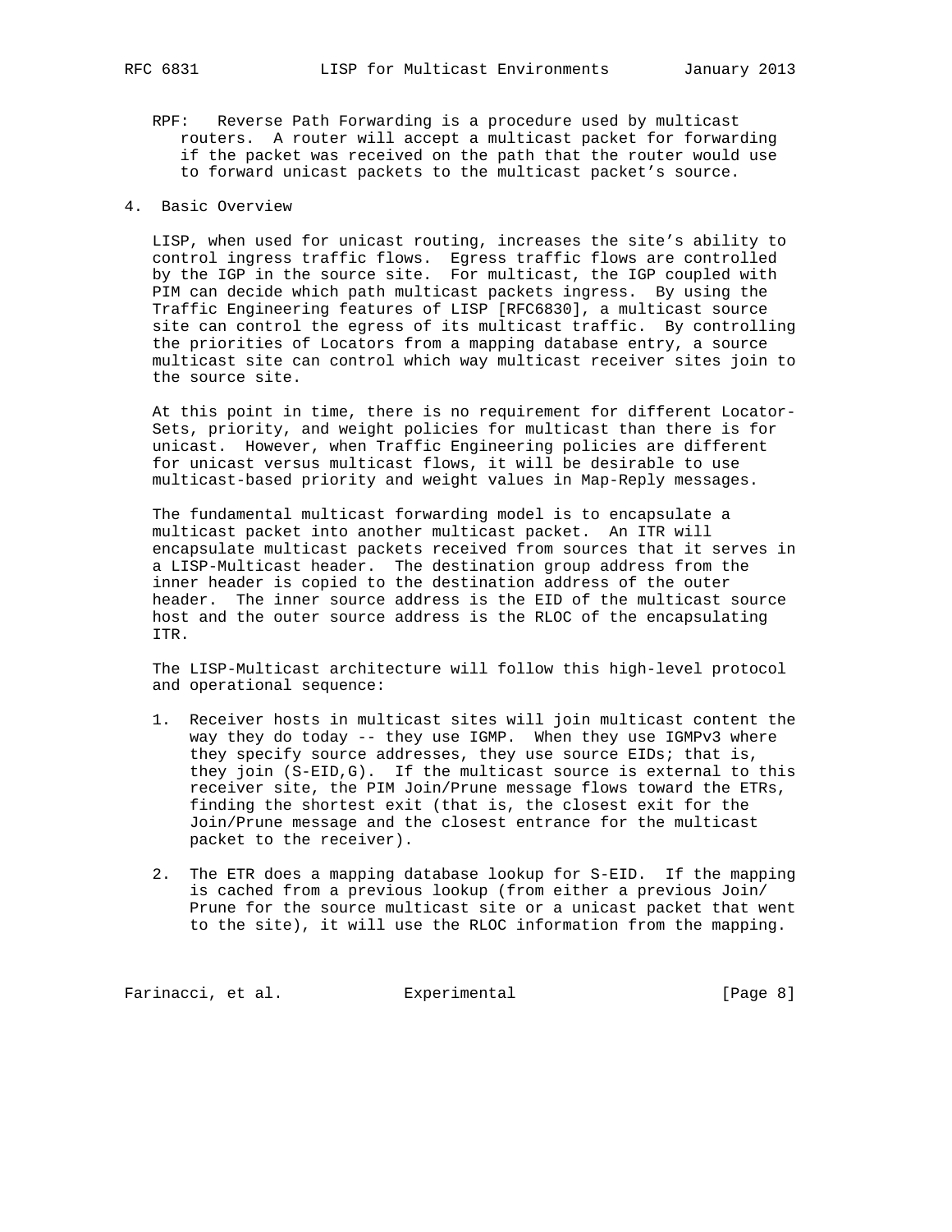RPF: Reverse Path Forwarding is a procedure used by multicast routers. A router will accept a multicast packet for forwarding if the packet was received on the path that the router would use to forward unicast packets to the multicast packet's source.

## 4. Basic Overview

LISP, when used for unicast routing, increases the site's ability to control ingress traffic flows. Egress traffic flows are controlled by the IGP in the source site. For multicast, the IGP coupled with PIM can decide which path multicast packets ingress. By using the Traffic Engineering features of LISP [RFC6830], a multicast source site can control the egress of its multicast traffic. By controlling the priorities of Locators from a mapping database entry, a source multicast site can control which way multicast receiver sites join to the source site.

At this point in time, there is no requirement for different Locator-Sets, priority, and weight policies for multicast than there is for unicast. However, when Traffic Engineering policies are different for unicast versus multicast flows, it will be desirable to use multicast-based priority and weight values in Map-Reply messages.

The fundamental multicast forwarding model is to encapsulate a multicast packet into another multicast packet. An ITR will encapsulate multicast packets received from sources that it serves in a LISP-Multicast header. The destination group address from the inner header is copied to the destination address of the outer header. The inner source address is the EID of the multicast source host and the outer source address is the RLOC of the encapsulating ITR.

The LISP-Multicast architecture will follow this high-level protocol and operational sequence:

1. Receiver hosts in multicast sites will join multicast content the way they do today -- they use IGMP. When they use IGMPv3 where they specify source addresses, they use source EIDs; that is, they join (S-EID,G). If the multicast source is external to this receiver site, the PIM Join/Prune message flows toward the ETRs, finding the shortest exit (that is, the closest exit for the Join/Prune message and the closest entrance for the multicast packet to the receiver).

2. The ETR does a mapping database lookup for S-EID. If the mapping is cached from a previous lookup (from either a previous Join/Prune for the source multicast site or a unicast packet that went to the site), it will use the RLOC information from the mapping.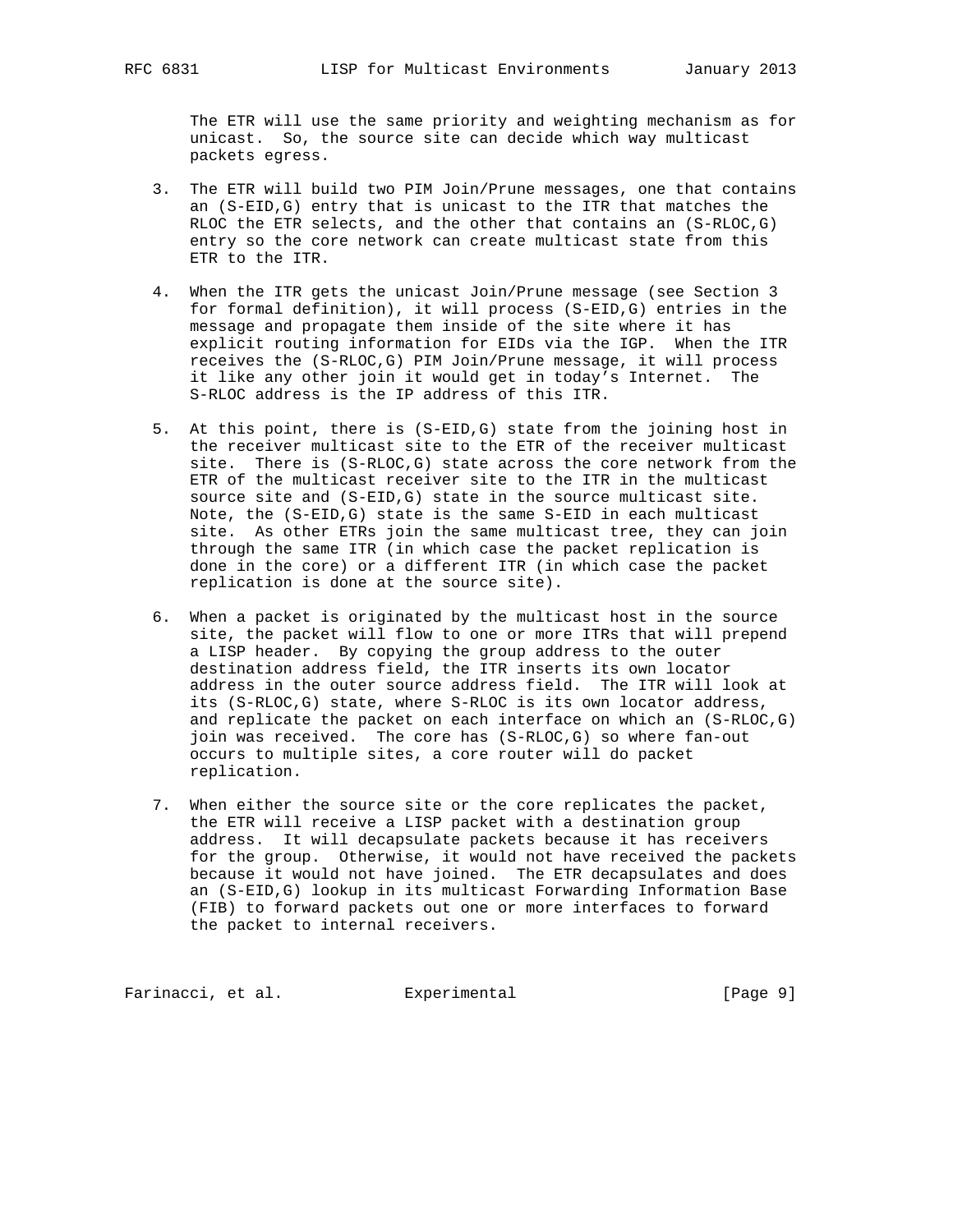The ETR will use the same priority and weighting mechanism as for unicast. So, the source site can decide which way multicast packets egress.

3. The ETR will build two PIM Join/Prune messages, one that contains an (S-EID,G) entry that is unicast to the ITR that matches the RLOC the ETR selects, and the other that contains an (S-RLOC,G) entry so the core network can create multicast state from this ETR to the ITR.

4. When the ITR gets the unicast Join/Prune message (see Section 3 for formal definition), it will process (S-EID,G) entries in the message and propagate them inside of the site where it has explicit routing information for EIDs via the IGP. When the ITR receives the (S-RLOC,G) PIM Join/Prune message, it will process it like any other join it would get in today's Internet. The S-RLOC address is the IP address of this ITR.

5. At this point, there is (S-EID,G) state from the joining host in the receiver multicast site to the ETR of the receiver multicast site. There is (S-RLOC,G) state across the core network from the ETR of the multicast receiver site to the ITR in the multicast source site and (S-EID,G) state in the source multicast site. Note, the (S-EID,G) state is the same S-EID in each multicast site. As other ETRs join the same multicast tree, they can join through the same ITR (in which case the packet replication is done in the core) or a different ITR (in which case the packet replication is done at the source site).

6. When a packet is originated by the multicast host in the source site, the packet will flow to one or more ITRs that will prepend a LISP header. By copying the group address to the outer destination address field, the ITR inserts its own locator address in the outer source address field. The ITR will look at its (S-RLOC,G) state, where S-RLOC is its own locator address, and replicate the packet on each interface on which an (S-RLOC,G) join was received. The core has (S-RLOC,G) so where fan-out occurs to multiple sites, a core router will do packet replication.

7. When either the source site or the core replicates the packet, the ETR will receive a LISP packet with a destination group address. It will decapsulate packets because it has receivers for the group. Otherwise, it would not have received the packets because it would not have joined. The ETR decapsulates and does an (S-EID,G) lookup in its multicast Forwarding Information Base (FIB) to forward packets out one or more interfaces to forward the packet to internal receivers.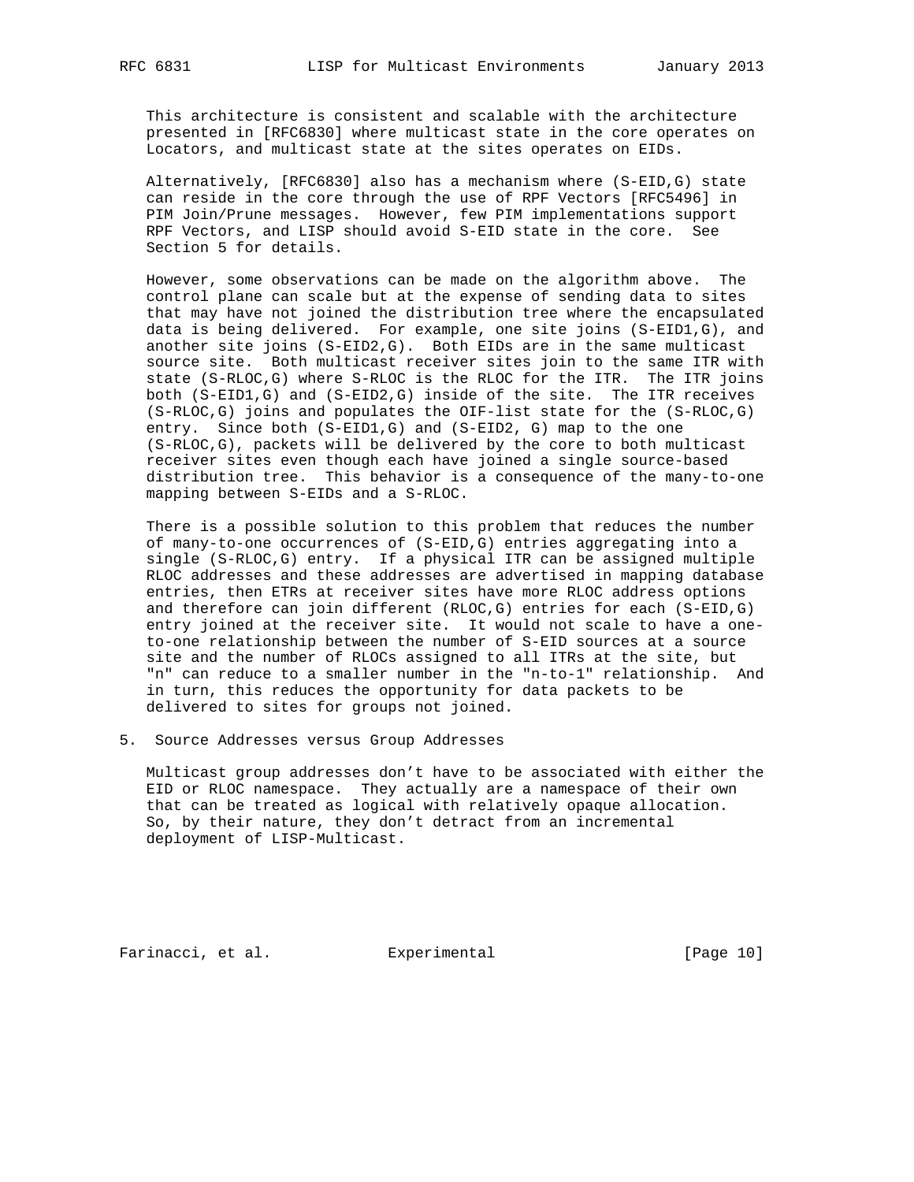This architecture is consistent and scalable with the architecture presented in [RFC6830] where multicast state in the core operates on Locators, and multicast state at the sites operates on EIDs.

Alternatively, [RFC6830] also has a mechanism where (S-EID,G) state can reside in the core through the use of RPF Vectors [RFC5496] in PIM Join/Prune messages. However, few PIM implementations support RPF Vectors, and LISP should avoid S-EID state in the core. See Section 5 for details.

However, some observations can be made on the algorithm above. The control plane can scale but at the expense of sending data to sites that may have not joined the distribution tree where the encapsulated data is being delivered. For example, one site joins (S-EID1,G), and another site joins (S-EID2,G). Both EIDs are in the same multicast source site. Both multicast receiver sites join to the same ITR with state (S-RLOC,G) where S-RLOC is the RLOC for the ITR. The ITR joins both (S-EID1,G) and (S-EID2,G) inside of the site. The ITR receives (S-RLOC,G) joins and populates the OIF-list state for the (S-RLOC,G) entry. Since both (S-EID1,G) and (S-EID2, G) map to the one (S-RLOC,G), packets will be delivered by the core to both multicast receiver sites even though each have joined a single source-based distribution tree. This behavior is a consequence of the many-to-one mapping between S-EIDs and a S-RLOC.

There is a possible solution to this problem that reduces the number of many-to-one occurrences of (S-EID,G) entries aggregating into a single (S-RLOC,G) entry. If a physical ITR can be assigned multiple RLOC addresses and these addresses are advertised in mapping database entries, then ETRs at receiver sites have more RLOC address options and therefore can join different (RLOC,G) entries for each (S-EID,G) entry joined at the receiver site. It would not scale to have a one-to-one relationship between the number of S-EID sources at a source site and the number of RLOCs assigned to all ITRs at the site, but "n" can reduce to a smaller number in the "n-to-1" relationship. And in turn, this reduces the opportunity for data packets to be delivered to sites for groups not joined.

## 5. Source Addresses versus Group Addresses

Multicast group addresses don't have to be associated with either the EID or RLOC namespace. They actually are a namespace of their own that can be treated as logical with relatively opaque allocation. So, by their nature, they don't detract from an incremental deployment of LISP-Multicast.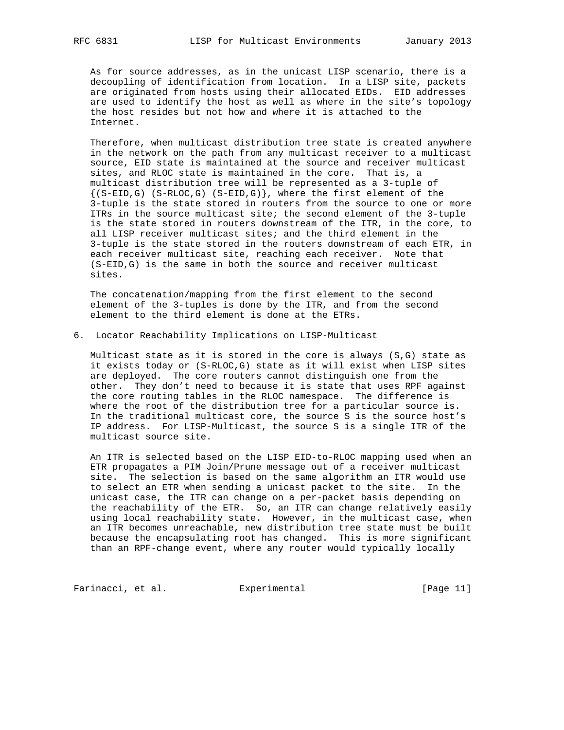As for source addresses, as in the unicast LISP scenario, there is a decoupling of identification from location. In a LISP site, packets are originated from hosts using their allocated EIDs. EID addresses are used to identify the host as well as where in the site's topology the host resides but not how and where it is attached to the Internet.

Therefore, when multicast distribution tree state is created anywhere in the network on the path from any multicast receiver to a multicast source, EID state is maintained at the source and receiver multicast sites, and RLOC state is maintained in the core. That is, a multicast distribution tree will be represented as a 3-tuple of {(S-EID,G) (S-RLOC,G) (S-EID,G)}, where the first element of the 3-tuple is the state stored in routers from the source to one or more ITRs in the source multicast site; the second element of the 3-tuple is the state stored in routers downstream of the ITR, in the core, to all LISP receiver multicast sites; and the third element in the 3-tuple is the state stored in the routers downstream of each ETR, in each receiver multicast site, reaching each receiver. Note that (S-EID,G) is the same in both the source and receiver multicast sites.

The concatenation/mapping from the first element to the second element of the 3-tuples is done by the ITR, and from the second element to the third element is done at the ETRs.

## 6. Locator Reachability Implications on LISP-Multicast

Multicast state as it is stored in the core is always (S,G) state as it exists today or (S-RLOC,G) state as it will exist when LISP sites are deployed. The core routers cannot distinguish one from the other. They don't need to because it is state that uses RPF against the core routing tables in the RLOC namespace. The difference is where the root of the distribution tree for a particular source is. In the traditional multicast core, the source S is the source host's IP address. For LISP-Multicast, the source S is a single ITR of the multicast source site.

An ITR is selected based on the LISP EID-to-RLOC mapping used when an ETR propagates a PIM Join/Prune message out of a receiver multicast site. The selection is based on the same algorithm an ITR would use to select an ETR when sending a unicast packet to the site. In the unicast case, the ITR can change on a per-packet basis depending on the reachability of the ETR. So, an ITR can change relatively easily using local reachability state. However, in the multicast case, when an ITR becomes unreachable, new distribution tree state must be built because the encapsulating root has changed. This is more significant than an RPF-change event, where any router would typically locally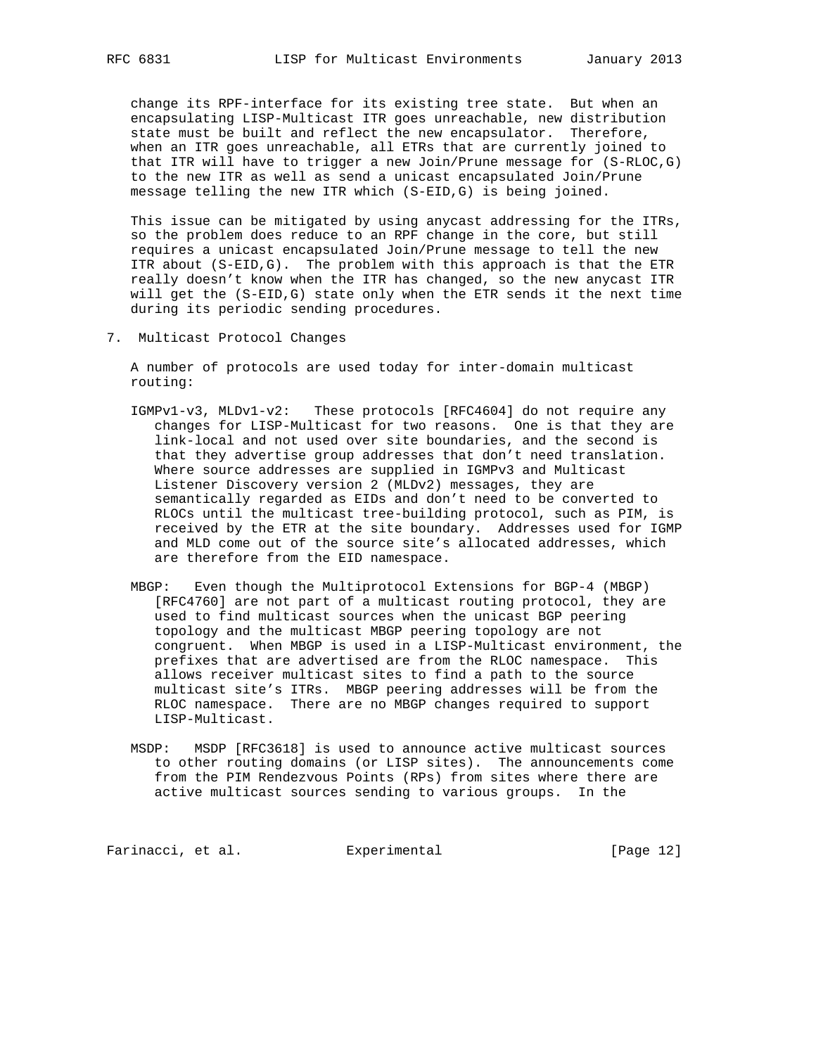change its RPF-interface for its existing tree state. But when an encapsulating LISP-Multicast ITR goes unreachable, new distribution state must be built and reflect the new encapsulator. Therefore, when an ITR goes unreachable, all ETRs that are currently joined to that ITR will have to trigger a new Join/Prune message for (S-RLOC,G) to the new ITR as well as send a unicast encapsulated Join/Prune message telling the new ITR which (S-EID,G) is being joined.

This issue can be mitigated by using anycast addressing for the ITRs, so the problem does reduce to an RPF change in the core, but still requires a unicast encapsulated Join/Prune message to tell the new ITR about (S-EID,G). The problem with this approach is that the ETR really doesn't know when the ITR has changed, so the new anycast ITR will get the (S-EID,G) state only when the ETR sends it the next time during its periodic sending procedures.

## 7. Multicast Protocol Changes

A number of protocols are used today for inter-domain multicast routing:

IGMPv1-v3, MLDv1-v2: These protocols [RFC4604] do not require any changes for LISP-Multicast for two reasons. One is that they are link-local and not used over site boundaries, and the second is that they advertise group addresses that don't need translation. Where source addresses are supplied in IGMPv3 and Multicast Listener Discovery version 2 (MLDv2) messages, they are semantically regarded as EIDs and don't need to be converted to RLOCs until the multicast tree-building protocol, such as PIM, is received by the ETR at the site boundary. Addresses used for IGMP and MLD come out of the source site's allocated addresses, which are therefore from the EID namespace.

MBGP: Even though the Multiprotocol Extensions for BGP-4 (MBGP) [RFC4760] are not part of a multicast routing protocol, they are used to find multicast sources when the unicast BGP peering topology and the multicast MBGP peering topology are not congruent. When MBGP is used in a LISP-Multicast environment, the prefixes that are advertised are from the RLOC namespace. This allows receiver multicast sites to find a path to the source multicast site's ITRs. MBGP peering addresses will be from the RLOC namespace. There are no MBGP changes required to support LISP-Multicast.

MSDP: MSDP [RFC3618] is used to announce active multicast sources to other routing domains (or LISP sites). The announcements come from the PIM Rendezvous Points (RPs) from sites where there are active multicast sources sending to various groups. In the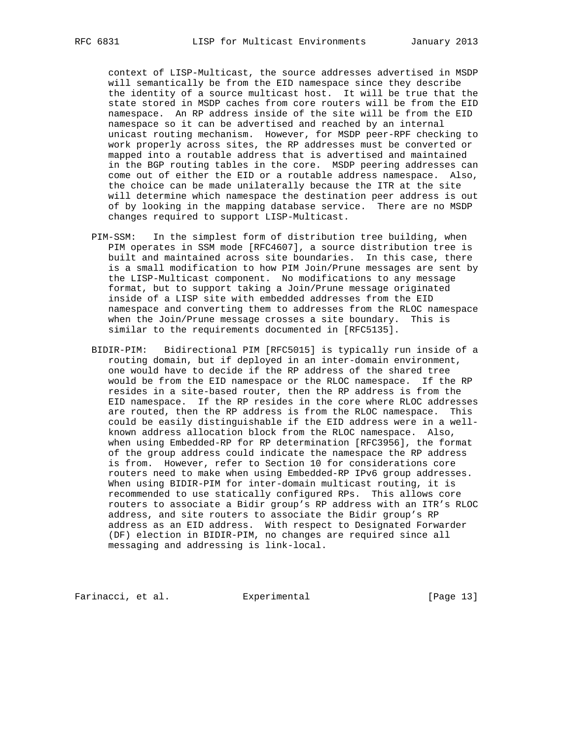context of LISP-Multicast, the source addresses advertised in MSDP will semantically be from the EID namespace since they describe the identity of a source multicast host. It will be true that the state stored in MSDP caches from core routers will be from the EID namespace. An RP address inside of the site will be from the EID namespace so it can be advertised and reached by an internal unicast routing mechanism. However, for MSDP peer-RPF checking to work properly across sites, the RP addresses must be converted or mapped into a routable address that is advertised and maintained in the BGP routing tables in the core. MSDP peering addresses can come out of either the EID or a routable address namespace. Also, the choice can be made unilaterally because the ITR at the site will determine which namespace the destination peer address is out of by looking in the mapping database service. There are no MSDP changes required to support LISP-Multicast.

PIM-SSM: In the simplest form of distribution tree building, when PIM operates in SSM mode [RFC4607], a source distribution tree is built and maintained across site boundaries. In this case, there is a small modification to how PIM Join/Prune messages are sent by the LISP-Multicast component. No modifications to any message format, but to support taking a Join/Prune message originated inside of a LISP site with embedded addresses from the EID namespace and converting them to addresses from the RLOC namespace when the Join/Prune message crosses a site boundary. This is similar to the requirements documented in [RFC5135].

BIDIR-PIM: Bidirectional PIM [RFC5015] is typically run inside of a routing domain, but if deployed in an inter-domain environment, one would have to decide if the RP address of the shared tree would be from the EID namespace or the RLOC namespace. If the RP resides in a site-based router, then the RP address is from the EID namespace. If the RP resides in the core where RLOC addresses are routed, then the RP address is from the RLOC namespace. This could be easily distinguishable if the EID address were in a well-known address allocation block from the RLOC namespace. Also, when using Embedded-RP for RP determination [RFC3956], the format of the group address could indicate the namespace the RP address is from. However, refer to Section 10 for considerations core routers need to make when using Embedded-RP IPv6 group addresses. When using BIDIR-PIM for inter-domain multicast routing, it is recommended to use statically configured RPs. This allows core routers to associate a Bidir group's RP address with an ITR's RLOC address, and site routers to associate the Bidir group's RP address as an EID address. With respect to Designated Forwarder (DF) election in BIDIR-PIM, no changes are required since all messaging and addressing is link-local.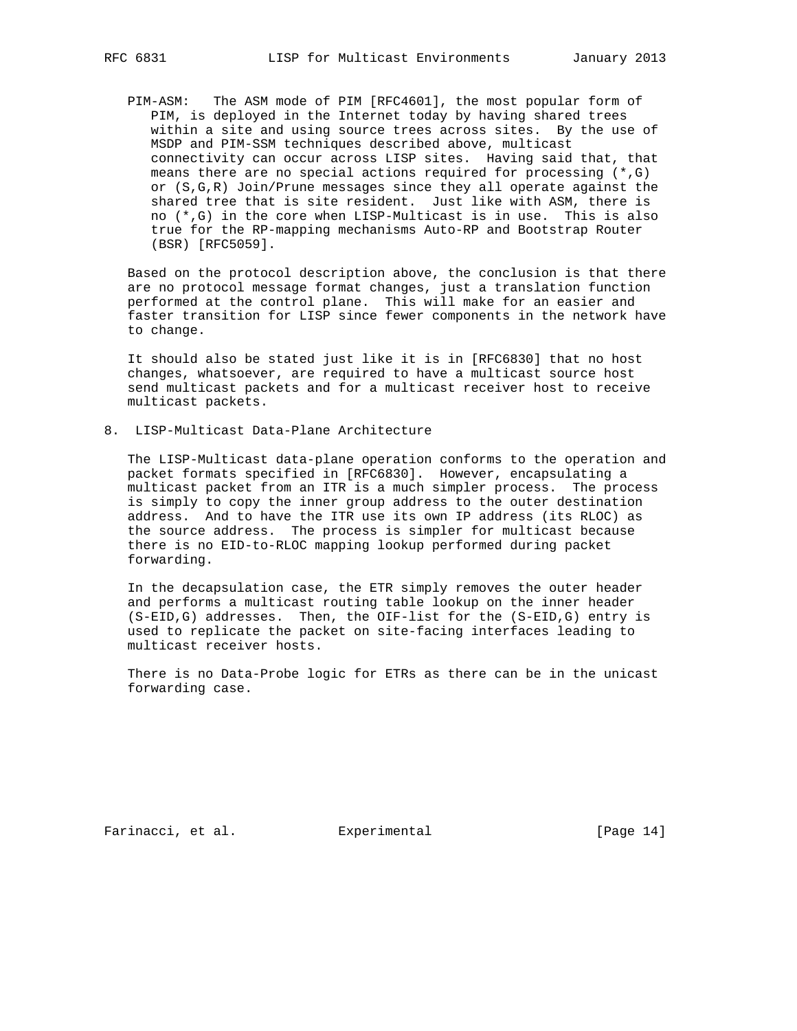PIM-ASM: The ASM mode of PIM [RFC4601], the most popular form of PIM, is deployed in the Internet today by having shared trees within a site and using source trees across sites. By the use of MSDP and PIM-SSM techniques described above, multicast connectivity can occur across LISP sites. Having said that, that means there are no special actions required for processing (*,G) or (S,G,R) Join/Prune messages since they all operate against the shared tree that is site resident. Just like with ASM, there is no (*,G) in the core when LISP-Multicast is in use. This is also true for the RP-mapping mechanisms Auto-RP and Bootstrap Router (BSR) [RFC5059].

Based on the protocol description above, the conclusion is that there are no protocol message format changes, just a translation function performed at the control plane. This will make for an easier and faster transition for LISP since fewer components in the network have to change.

It should also be stated just like it is in [RFC6830] that no host changes, whatsoever, are required to have a multicast source host send multicast packets and for a multicast receiver host to receive multicast packets.

## 8. LISP-Multicast Data-Plane Architecture

The LISP-Multicast data-plane operation conforms to the operation and packet formats specified in [RFC6830]. However, encapsulating a multicast packet from an ITR is a much simpler process. The process is simply to copy the inner group address to the outer destination address. And to have the ITR use its own IP address (its RLOC) as the source address. The process is simpler for multicast because there is no EID-to-RLOC mapping lookup performed during packet forwarding.

In the decapsulation case, the ETR simply removes the outer header and performs a multicast routing table lookup on the inner header (S-EID,G) addresses. Then, the OIF-list for the (S-EID,G) entry is used to replicate the packet on site-facing interfaces leading to multicast receiver hosts.

There is no Data-Probe logic for ETRs as there can be in the unicast forwarding case.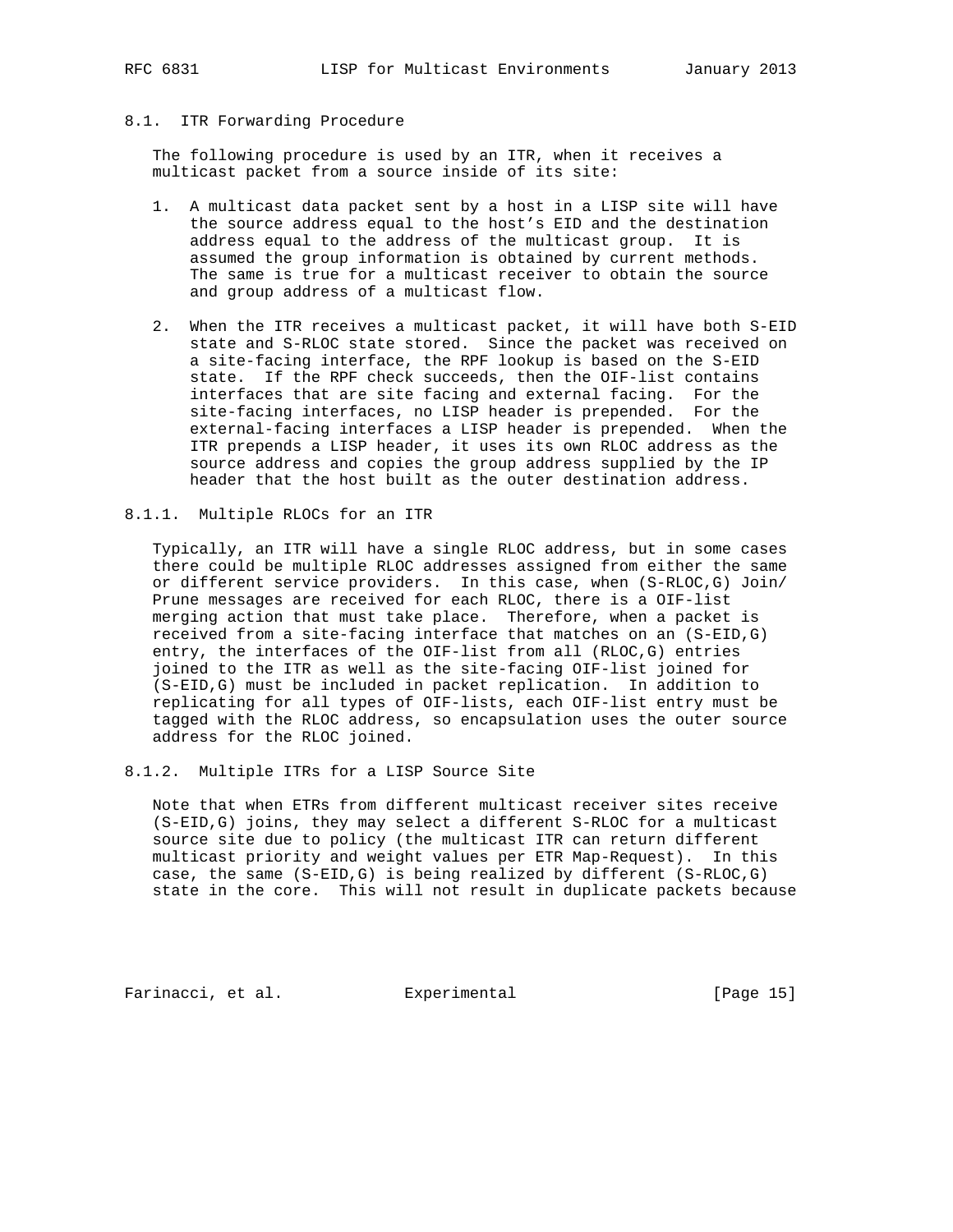### 8.1. ITR Forwarding Procedure

The following procedure is used by an ITR, when it receives a multicast packet from a source inside of its site:

1. A multicast data packet sent by a host in a LISP site will have the source address equal to the host's EID and the destination address equal to the address of the multicast group. It is assumed the group information is obtained by current methods. The same is true for a multicast receiver to obtain the source and group address of a multicast flow.

2. When the ITR receives a multicast packet, it will have both S-EID state and S-RLOC state stored. Since the packet was received on a site-facing interface, the RPF lookup is based on the S-EID state. If the RPF check succeeds, then the OIF-list contains interfaces that are site facing and external facing. For the site-facing interfaces, no LISP header is prepended. For the external-facing interfaces a LISP header is prepended. When the ITR prepends a LISP header, it uses its own RLOC address as the source address and copies the group address supplied by the IP header that the host built as the outer destination address.

#### 8.1.1. Multiple RLOCs for an ITR

Typically, an ITR will have a single RLOC address, but in some cases there could be multiple RLOC addresses assigned from either the same or different service providers. In this case, when (S-RLOC,G) Join/Prune messages are received for each RLOC, there is a OIF-list merging action that must take place. Therefore, when a packet is received from a site-facing interface that matches on an (S-EID,G) entry, the interfaces of the OIF-list from all (RLOC,G) entries joined to the ITR as well as the site-facing OIF-list joined for (S-EID,G) must be included in packet replication. In addition to replicating for all types of OIF-lists, each OIF-list entry must be tagged with the RLOC address, so encapsulation uses the outer source address for the RLOC joined.

#### 8.1.2. Multiple ITRs for a LISP Source Site

Note that when ETRs from different multicast receiver sites receive (S-EID,G) joins, they may select a different S-RLOC for a multicast source site due to policy (the multicast ITR can return different multicast priority and weight values per ETR Map-Request). In this case, the same (S-EID,G) is being realized by different (S-RLOC,G) state in the core. This will not result in duplicate packets because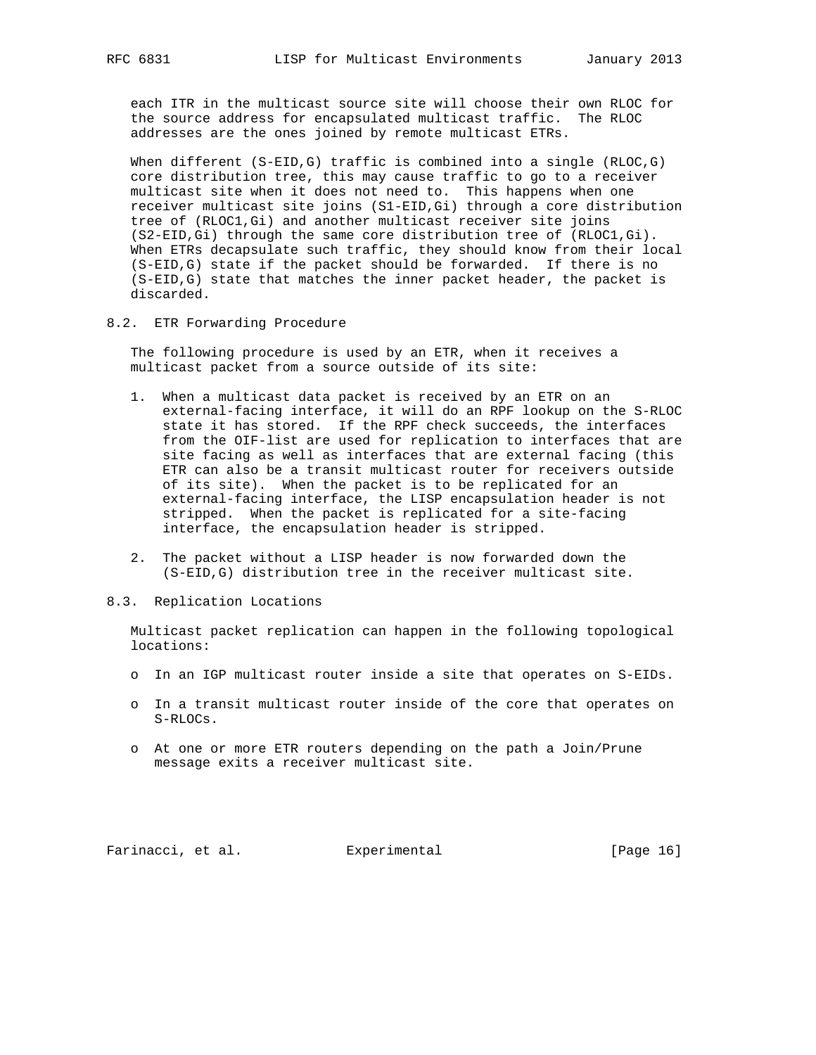each ITR in the multicast source site will choose their own RLOC for the source address for encapsulated multicast traffic. The RLOC addresses are the ones joined by remote multicast ETRs.

When different (S-EID,G) traffic is combined into a single (RLOC,G) core distribution tree, this may cause traffic to go to a receiver multicast site when it does not need to. This happens when one receiver multicast site joins (S1-EID,Gi) through a core distribution tree of (RLOC1,Gi) and another multicast receiver site joins (S2-EID,Gi) through the same core distribution tree of (RLOC1,Gi). When ETRs decapsulate such traffic, they should know from their local (S-EID,G) state if the packet should be forwarded. If there is no (S-EID,G) state that matches the inner packet header, the packet is discarded.

## 8.2. ETR Forwarding Procedure

The following procedure is used by an ETR, when it receives a multicast packet from a source outside of its site:

1. When a multicast data packet is received by an ETR on an external-facing interface, it will do an RPF lookup on the S-RLOC state it has stored. If the RPF check succeeds, the interfaces from the OIF-list are used for replication to interfaces that are site facing as well as interfaces that are external facing (this ETR can also be a transit multicast router for receivers outside of its site). When the packet is to be replicated for an external-facing interface, the LISP encapsulation header is not stripped. When the packet is replicated for a site-facing interface, the encapsulation header is stripped.

2. The packet without a LISP header is now forwarded down the (S-EID,G) distribution tree in the receiver multicast site.

## 8.3. Replication Locations

Multicast packet replication can happen in the following topological locations:

- In an IGP multicast router inside a site that operates on S-EIDs.

- In a transit multicast router inside of the core that operates on S-RLOCs.

- At one or more ETR routers depending on the path a Join/Prune message exits a receiver multicast site.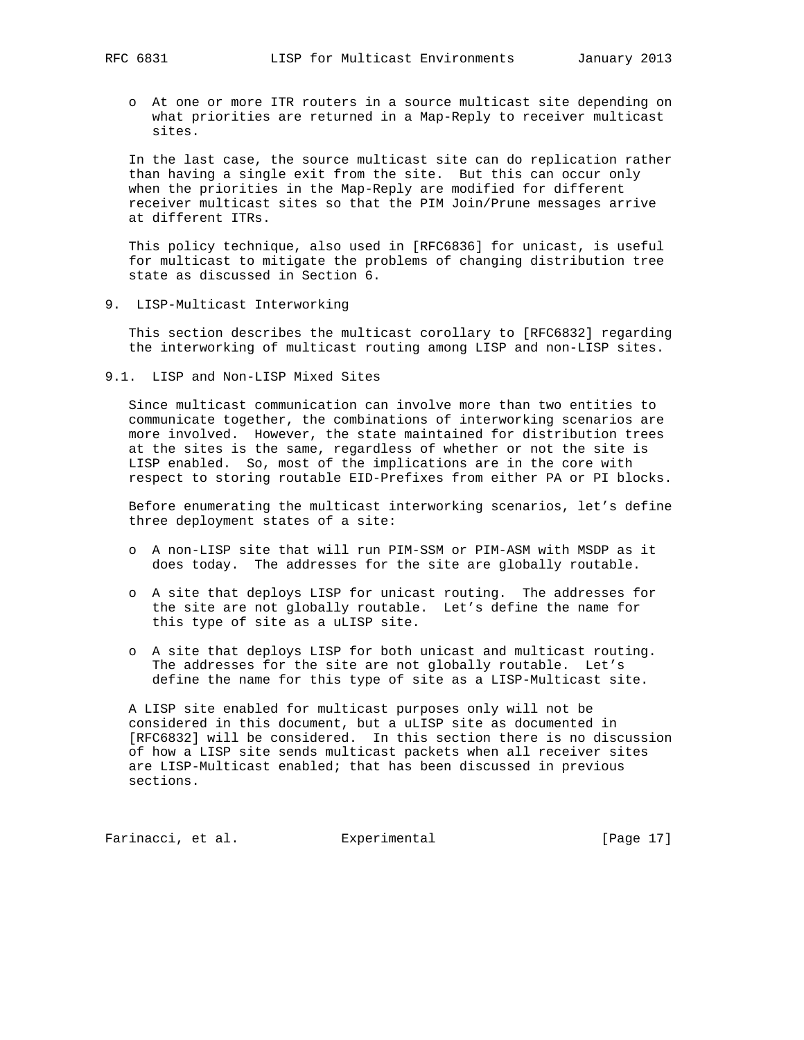- At one or more ITR routers in a source multicast site depending on what priorities are returned in a Map-Reply to receiver multicast sites.

In the last case, the source multicast site can do replication rather than having a single exit from the site. But this can occur only when the priorities in the Map-Reply are modified for different receiver multicast sites so that the PIM Join/Prune messages arrive at different ITRs.

This policy technique, also used in [RFC6836] for unicast, is useful for multicast to mitigate the problems of changing distribution tree state as discussed in Section 6.

## 9. LISP-Multicast Interworking

This section describes the multicast corollary to [RFC6832] regarding the interworking of multicast routing among LISP and non-LISP sites.

### 9.1. LISP and Non-LISP Mixed Sites

Since multicast communication can involve more than two entities to communicate together, the combinations of interworking scenarios are more involved. However, the state maintained for distribution trees at the sites is the same, regardless of whether or not the site is LISP enabled. So, most of the implications are in the core with respect to storing routable EID-Prefixes from either PA or PI blocks.

Before enumerating the multicast interworking scenarios, let's define three deployment states of a site:

- A non-LISP site that will run PIM-SSM or PIM-ASM with MSDP as it does today. The addresses for the site are globally routable.
- A site that deploys LISP for unicast routing. The addresses for the site are not globally routable. Let's define the name for this type of site as a uLISP site.
- A site that deploys LISP for both unicast and multicast routing. The addresses for the site are not globally routable. Let's define the name for this type of site as a LISP-Multicast site.

A LISP site enabled for multicast purposes only will not be considered in this document, but a uLISP site as documented in [RFC6832] will be considered. In this section there is no discussion of how a LISP site sends multicast packets when all receiver sites are LISP-Multicast enabled; that has been discussed in previous sections.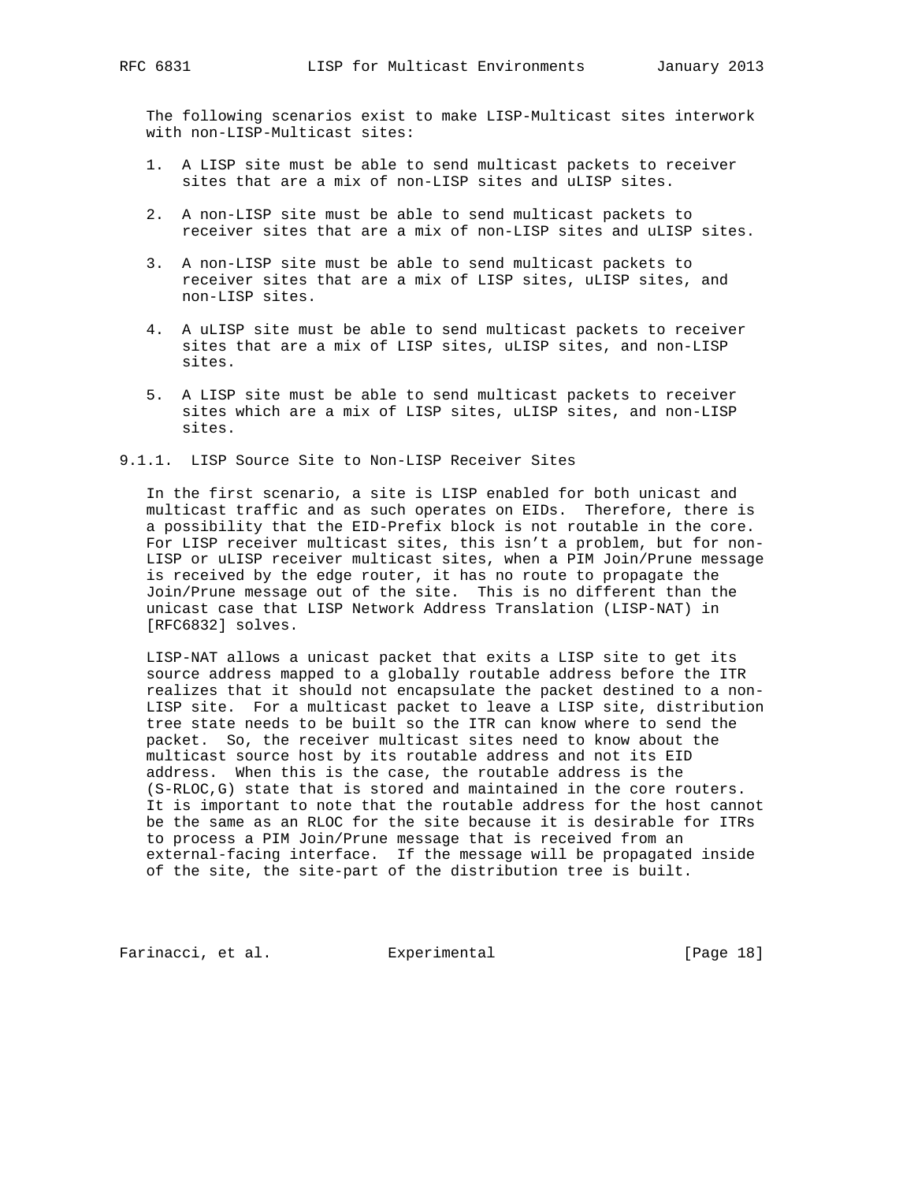The following scenarios exist to make LISP-Multicast sites interwork with non-LISP-Multicast sites:

1. A LISP site must be able to send multicast packets to receiver sites that are a mix of non-LISP sites and uLISP sites.
2. A non-LISP site must be able to send multicast packets to receiver sites that are a mix of non-LISP sites and uLISP sites.
3. A non-LISP site must be able to send multicast packets to receiver sites that are a mix of LISP sites, uLISP sites, and non-LISP sites.
4. A uLISP site must be able to send multicast packets to receiver sites that are a mix of LISP sites, uLISP sites, and non-LISP sites.
5. A LISP site must be able to send multicast packets to receiver sites which are a mix of LISP sites, uLISP sites, and non-LISP sites.

#### 9.1.1. LISP Source Site to Non-LISP Receiver Sites

In the first scenario, a site is LISP enabled for both unicast and multicast traffic and as such operates on EIDs. Therefore, there is a possibility that the EID-Prefix block is not routable in the core. For LISP receiver multicast sites, this isn't a problem, but for non-LISP or uLISP receiver multicast sites, when a PIM Join/Prune message is received by the edge router, it has no route to propagate the Join/Prune message out of the site. This is no different than the unicast case that LISP Network Address Translation (LISP-NAT) in [RFC6832] solves.

LISP-NAT allows a unicast packet that exits a LISP site to get its source address mapped to a globally routable address before the ITR realizes that it should not encapsulate the packet destined to a non-LISP site. For a multicast packet to leave a LISP site, distribution tree state needs to be built so the ITR can know where to send the packet. So, the receiver multicast sites need to know about the multicast source host by its routable address and not its EID address. When this is the case, the routable address is the (S-RLOC,G) state that is stored and maintained in the core routers. It is important to note that the routable address for the host cannot be the same as an RLOC for the site because it is desirable for ITRs to process a PIM Join/Prune message that is received from an external-facing interface. If the message will be propagated inside of the site, the site-part of the distribution tree is built.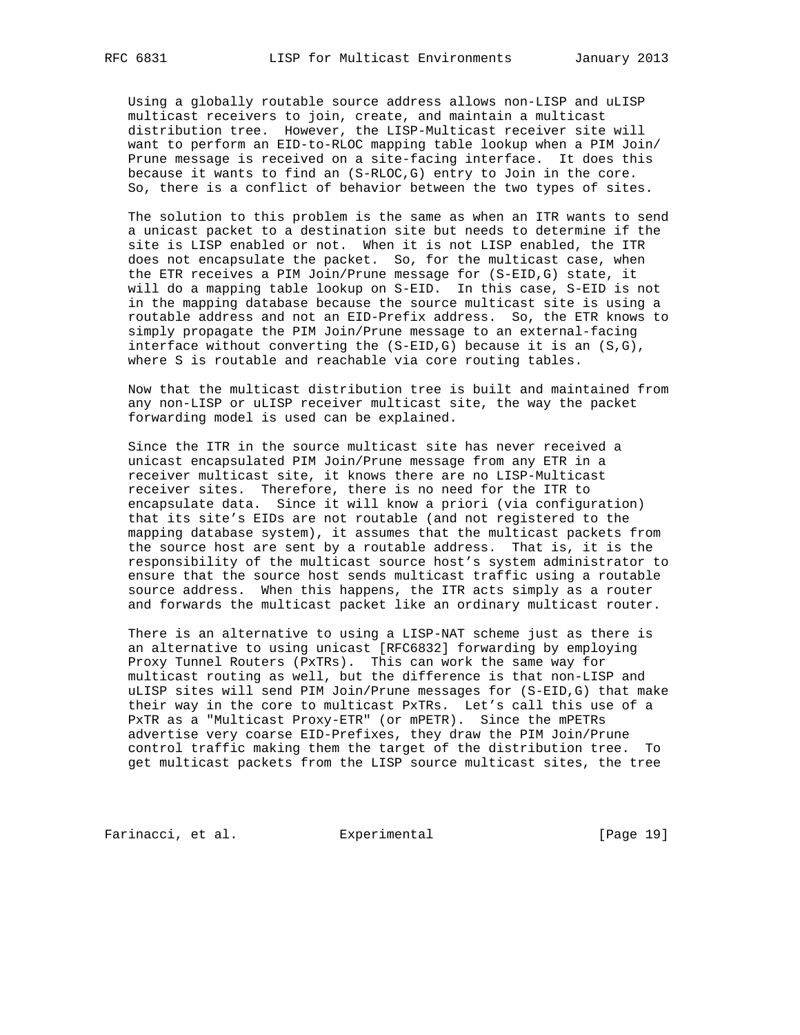Using a globally routable source address allows non-LISP and uLISP multicast receivers to join, create, and maintain a multicast distribution tree. However, the LISP-Multicast receiver site will want to perform an EID-to-RLOC mapping table lookup when a PIM Join/Prune message is received on a site-facing interface. It does this because it wants to find an (S-RLOC,G) entry to Join in the core. So, there is a conflict of behavior between the two types of sites.

The solution to this problem is the same as when an ITR wants to send a unicast packet to a destination site but needs to determine if the site is LISP enabled or not. When it is not LISP enabled, the ITR does not encapsulate the packet. So, for the multicast case, when the ETR receives a PIM Join/Prune message for (S-EID,G) state, it will do a mapping table lookup on S-EID. In this case, S-EID is not in the mapping database because the source multicast site is using a routable address and not an EID-Prefix address. So, the ETR knows to simply propagate the PIM Join/Prune message to an external-facing interface without converting the (S-EID,G) because it is an (S,G), where S is routable and reachable via core routing tables.

Now that the multicast distribution tree is built and maintained from any non-LISP or uLISP receiver multicast site, the way the packet forwarding model is used can be explained.

Since the ITR in the source multicast site has never received a unicast encapsulated PIM Join/Prune message from any ETR in a receiver multicast site, it knows there are no LISP-Multicast receiver sites. Therefore, there is no need for the ITR to encapsulate data. Since it will know a priori (via configuration) that its site's EIDs are not routable (and not registered to the mapping database system), it assumes that the multicast packets from the source host are sent by a routable address. That is, it is the responsibility of the multicast source host's system administrator to ensure that the source host sends multicast traffic using a routable source address. When this happens, the ITR acts simply as a router and forwards the multicast packet like an ordinary multicast router.

There is an alternative to using a LISP-NAT scheme just as there is an alternative to using unicast [RFC6832] forwarding by employing Proxy Tunnel Routers (PxTRs). This can work the same way for multicast routing as well, but the difference is that non-LISP and uLISP sites will send PIM Join/Prune messages for (S-EID,G) that make their way in the core to multicast PxTRs. Let's call this use of a PxTR as a "Multicast Proxy-ETR" (or mPETR). Since the mPETRs advertise very coarse EID-Prefixes, they draw the PIM Join/Prune control traffic making them the target of the distribution tree. To get multicast packets from the LISP source multicast sites, the tree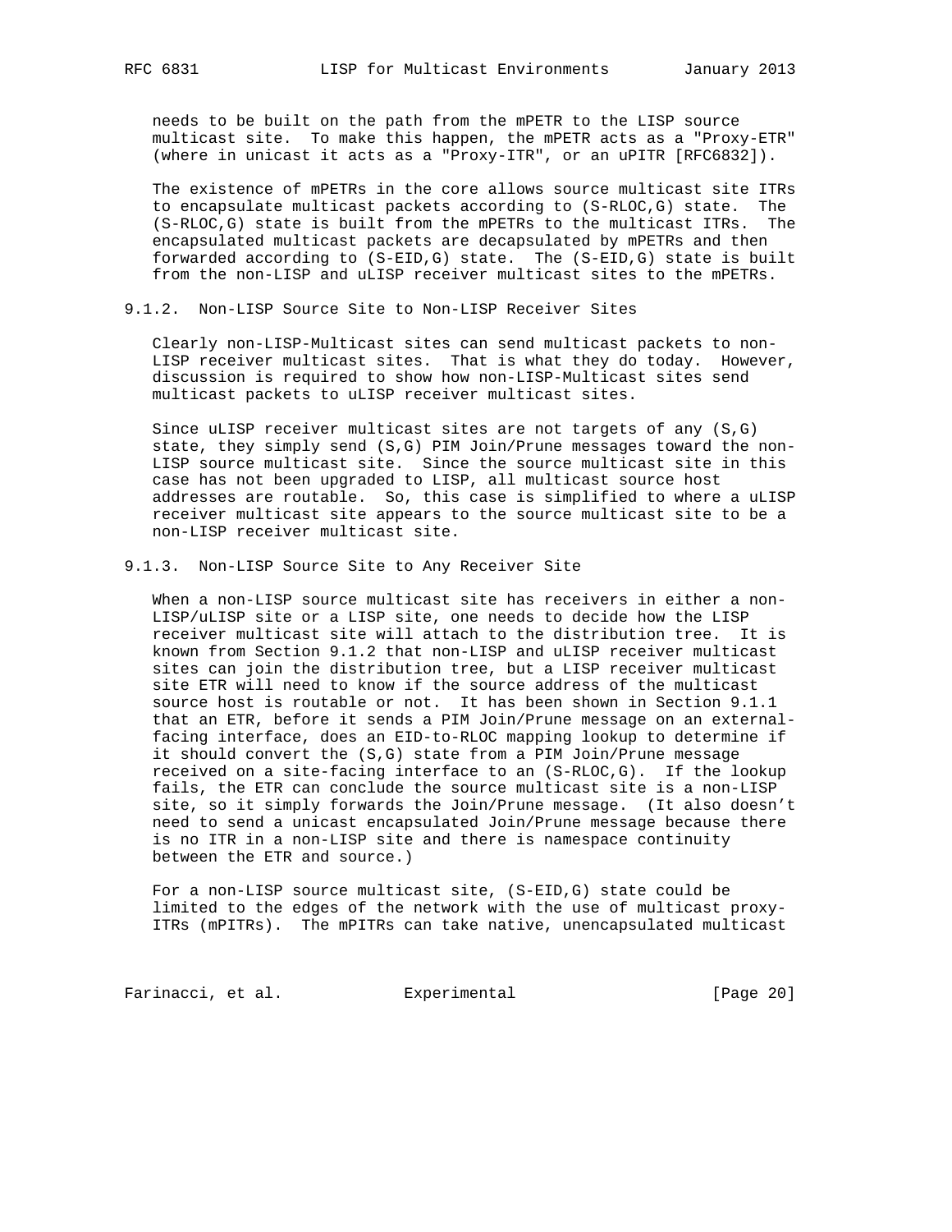needs to be built on the path from the mPETR to the LISP source multicast site. To make this happen, the mPETR acts as a "Proxy-ETR" (where in unicast it acts as a "Proxy-ITR", or an uPITR [RFC6832]).

The existence of mPETRs in the core allows source multicast site ITRs to encapsulate multicast packets according to (S-RLOC,G) state. The (S-RLOC,G) state is built from the mPETRs to the multicast ITRs. The encapsulated multicast packets are decapsulated by mPETRs and then forwarded according to (S-EID,G) state. The (S-EID,G) state is built from the non-LISP and uLISP receiver multicast sites to the mPETRs.

### 9.1.2. Non-LISP Source Site to Non-LISP Receiver Sites

Clearly non-LISP-Multicast sites can send multicast packets to non-LISP receiver multicast sites. That is what they do today. However, discussion is required to show how non-LISP-Multicast sites send multicast packets to uLISP receiver multicast sites.

Since uLISP receiver multicast sites are not targets of any (S,G) state, they simply send (S,G) PIM Join/Prune messages toward the non-LISP source multicast site. Since the source multicast site in this case has not been upgraded to LISP, all multicast source host addresses are routable. So, this case is simplified to where a uLISP receiver multicast site appears to the source multicast site to be a non-LISP receiver multicast site.

### 9.1.3. Non-LISP Source Site to Any Receiver Site

When a non-LISP source multicast site has receivers in either a non-LISP/uLISP site or a LISP site, one needs to decide how the LISP receiver multicast site will attach to the distribution tree. It is known from Section 9.1.2 that non-LISP and uLISP receiver multicast sites can join the distribution tree, but a LISP receiver multicast site ETR will need to know if the source address of the multicast source host is routable or not. It has been shown in Section 9.1.1 that an ETR, before it sends a PIM Join/Prune message on an external-facing interface, does an EID-to-RLOC mapping lookup to determine if it should convert the (S,G) state from a PIM Join/Prune message received on a site-facing interface to an (S-RLOC,G). If the lookup fails, the ETR can conclude the source multicast site is a non-LISP site, so it simply forwards the Join/Prune message. (It also doesn't need to send a unicast encapsulated Join/Prune message because there is no ITR in a non-LISP site and there is namespace continuity between the ETR and source.)

For a non-LISP source multicast site, (S-EID,G) state could be limited to the edges of the network with the use of multicast proxy-ITRs (mPITRs). The mPITRs can take native, unencapsulated multicast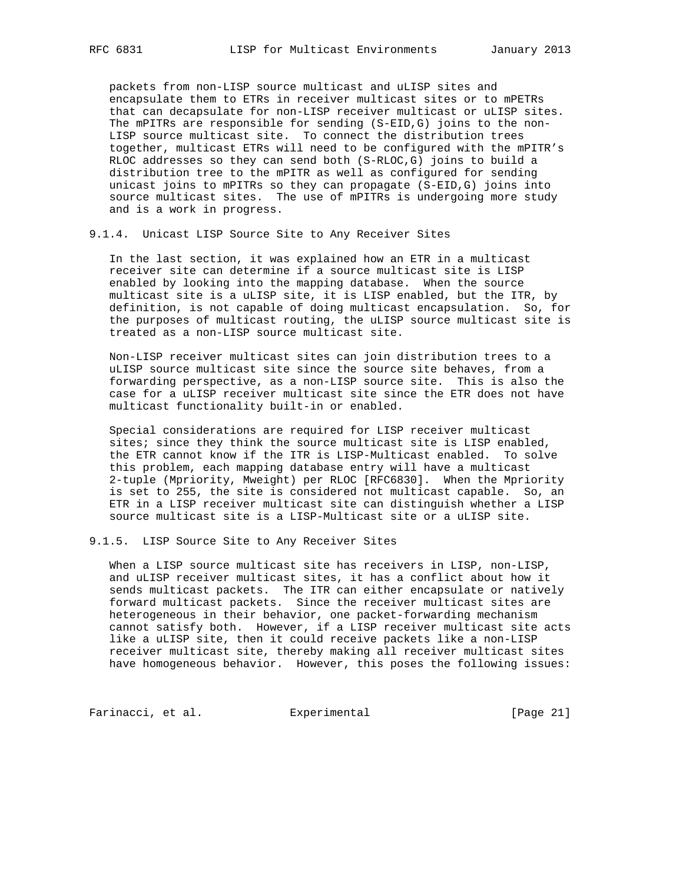packets from non-LISP source multicast and uLISP sites and encapsulate them to ETRs in receiver multicast sites or to mPETRs that can decapsulate for non-LISP receiver multicast or uLISP sites. The mPITRs are responsible for sending (S-EID,G) joins to the non-LISP source multicast site. To connect the distribution trees together, multicast ETRs will need to be configured with the mPITR's RLOC addresses so they can send both (S-RLOC,G) joins to build a distribution tree to the mPITR as well as configured for sending unicast joins to mPITRs so they can propagate (S-EID,G) joins into source multicast sites. The use of mPITRs is undergoing more study and is a work in progress.

### 9.1.4. Unicast LISP Source Site to Any Receiver Sites

In the last section, it was explained how an ETR in a multicast receiver site can determine if a source multicast site is LISP enabled by looking into the mapping database. When the source multicast site is a uLISP site, it is LISP enabled, but the ITR, by definition, is not capable of doing multicast encapsulation. So, for the purposes of multicast routing, the uLISP source multicast site is treated as a non-LISP source multicast site.

Non-LISP receiver multicast sites can join distribution trees to a uLISP source multicast site since the source site behaves, from a forwarding perspective, as a non-LISP source site. This is also the case for a uLISP receiver multicast site since the ETR does not have multicast functionality built-in or enabled.

Special considerations are required for LISP receiver multicast sites; since they think the source multicast site is LISP enabled, the ETR cannot know if the ITR is LISP-Multicast enabled. To solve this problem, each mapping database entry will have a multicast 2-tuple (Mpriority, Mweight) per RLOC [RFC6830]. When the Mpriority is set to 255, the site is considered not multicast capable. So, an ETR in a LISP receiver multicast site can distinguish whether a LISP source multicast site is a LISP-Multicast site or a uLISP site.

### 9.1.5. LISP Source Site to Any Receiver Sites

When a LISP source multicast site has receivers in LISP, non-LISP, and uLISP receiver multicast sites, it has a conflict about how it sends multicast packets. The ITR can either encapsulate or natively forward multicast packets. Since the receiver multicast sites are heterogeneous in their behavior, one packet-forwarding mechanism cannot satisfy both. However, if a LISP receiver multicast site acts like a uLISP site, then it could receive packets like a non-LISP receiver multicast site, thereby making all receiver multicast sites have homogeneous behavior. However, this poses the following issues: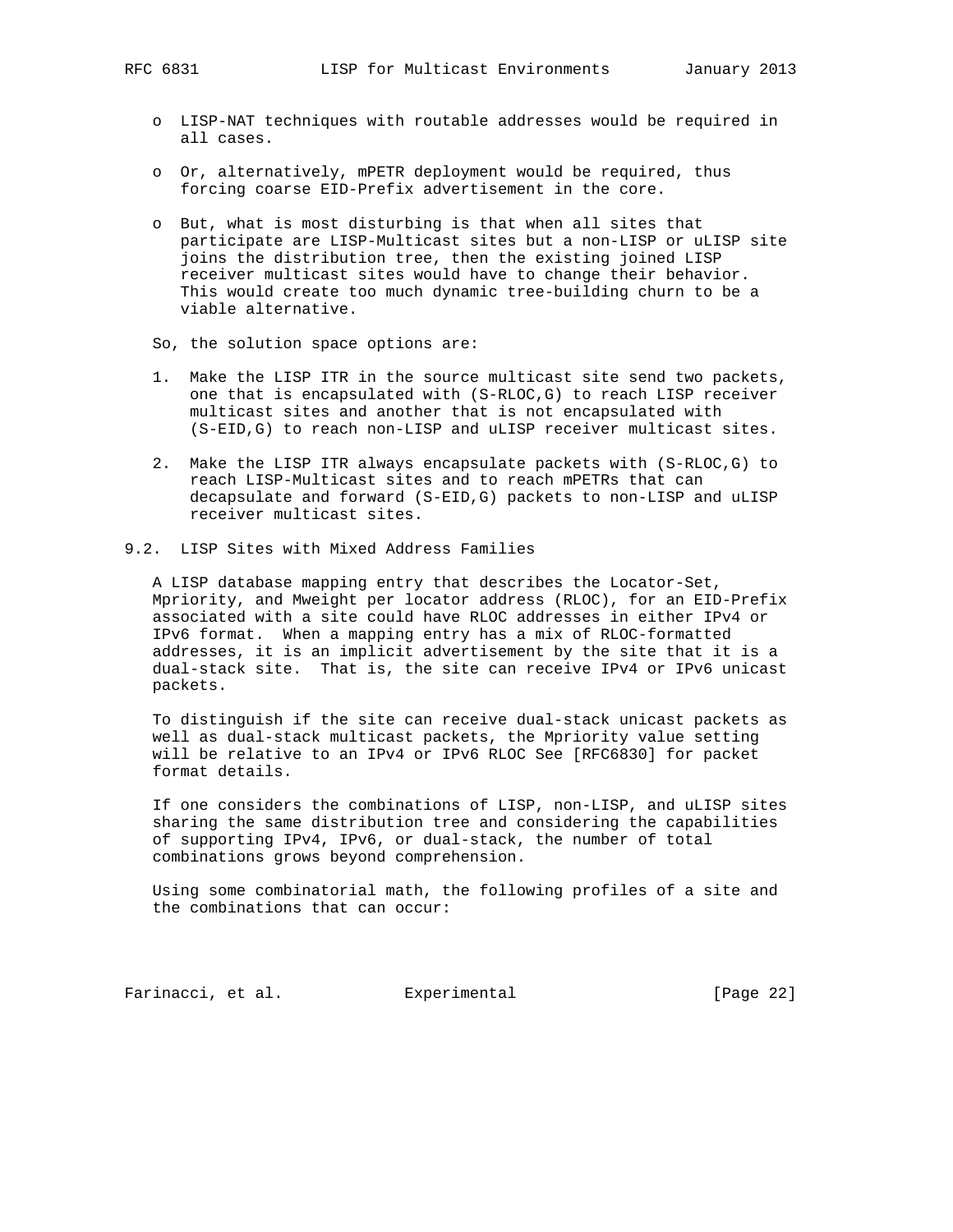- LISP-NAT techniques with routable addresses would be required in all cases.

- Or, alternatively, mPETR deployment would be required, thus forcing coarse EID-Prefix advertisement in the core.

- But, what is most disturbing is that when all sites that participate are LISP-Multicast sites but a non-LISP or uLISP site joins the distribution tree, then the existing joined LISP receiver multicast sites would have to change their behavior. This would create too much dynamic tree-building churn to be a viable alternative.

So, the solution space options are:

1. Make the LISP ITR in the source multicast site send two packets, one that is encapsulated with (S-RLOC,G) to reach LISP receiver multicast sites and another that is not encapsulated with (S-EID,G) to reach non-LISP and uLISP receiver multicast sites.

2. Make the LISP ITR always encapsulate packets with (S-RLOC,G) to reach LISP-Multicast sites and to reach mPETRs that can decapsulate and forward (S-EID,G) packets to non-LISP and uLISP receiver multicast sites.

## 9.2. LISP Sites with Mixed Address Families

A LISP database mapping entry that describes the Locator-Set, Mpriority, and Mweight per locator address (RLOC), for an EID-Prefix associated with a site could have RLOC addresses in either IPv4 or IPv6 format. When a mapping entry has a mix of RLOC-formatted addresses, it is an implicit advertisement by the site that it is a dual-stack site. That is, the site can receive IPv4 or IPv6 unicast packets.

To distinguish if the site can receive dual-stack unicast packets as well as dual-stack multicast packets, the Mpriority value setting will be relative to an IPv4 or IPv6 RLOC See [RFC6830] for packet format details.

If one considers the combinations of LISP, non-LISP, and uLISP sites sharing the same distribution tree and considering the capabilities of supporting IPv4, IPv6, or dual-stack, the number of total combinations grows beyond comprehension.

Using some combinatorial math, the following profiles of a site and the combinations that can occur: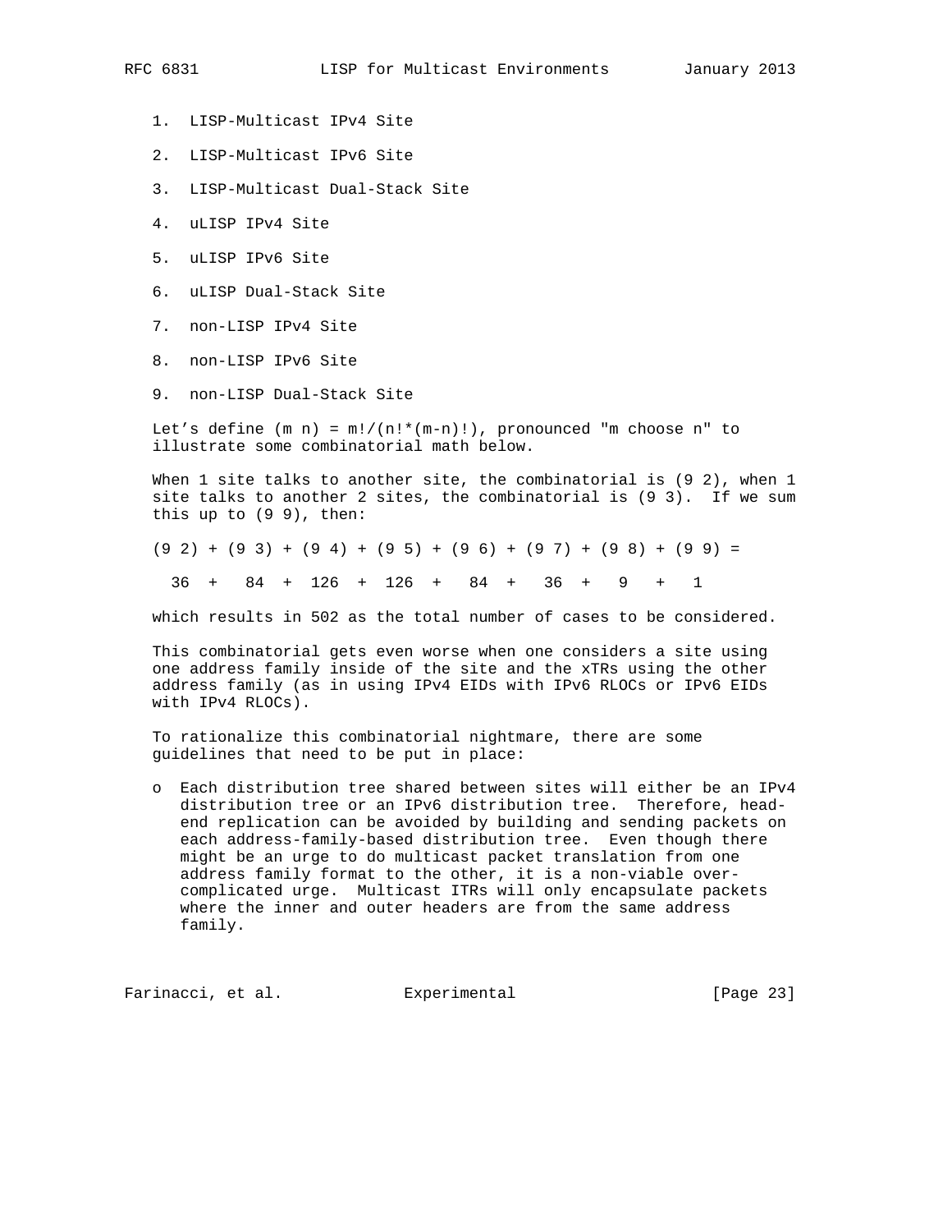1. LISP-Multicast IPv4 Site

2. LISP-Multicast IPv6 Site

3. LISP-Multicast Dual-Stack Site

4. uLISP IPv4 Site

5. uLISP IPv6 Site

6. uLISP Dual-Stack Site

7. non-LISP IPv4 Site

8. non-LISP IPv6 Site

9. non-LISP Dual-Stack Site

Let's define (m n) = m!/(n!*(m-n)!), pronounced "m choose n" to illustrate some combinatorial math below.

When 1 site talks to another site, the combinatorial is (9 2), when 1 site talks to another 2 sites, the combinatorial is (9 3). If we sum this up to (9 9), then:

```
(9 2) + (9 3) + (9 4) + (9 5) + (9 6) + (9 7) + (9 8) + (9 9) =

  36  +   84  +  126  +  126  +   84  +   36  +   9   +   1
```

which results in 502 as the total number of cases to be considered.

This combinatorial gets even worse when one considers a site using one address family inside of the site and the xTRs using the other address family (as in using IPv4 EIDs with IPv6 RLOCs or IPv6 EIDs with IPv4 RLOCs).

To rationalize this combinatorial nightmare, there are some guidelines that need to be put in place:

- Each distribution tree shared between sites will either be an IPv4 distribution tree or an IPv6 distribution tree. Therefore, head-end replication can be avoided by building and sending packets on each address-family-based distribution tree. Even though there might be an urge to do multicast packet translation from one address family format to the other, it is a non-viable over-complicated urge. Multicast ITRs will only encapsulate packets where the inner and outer headers are from the same address family.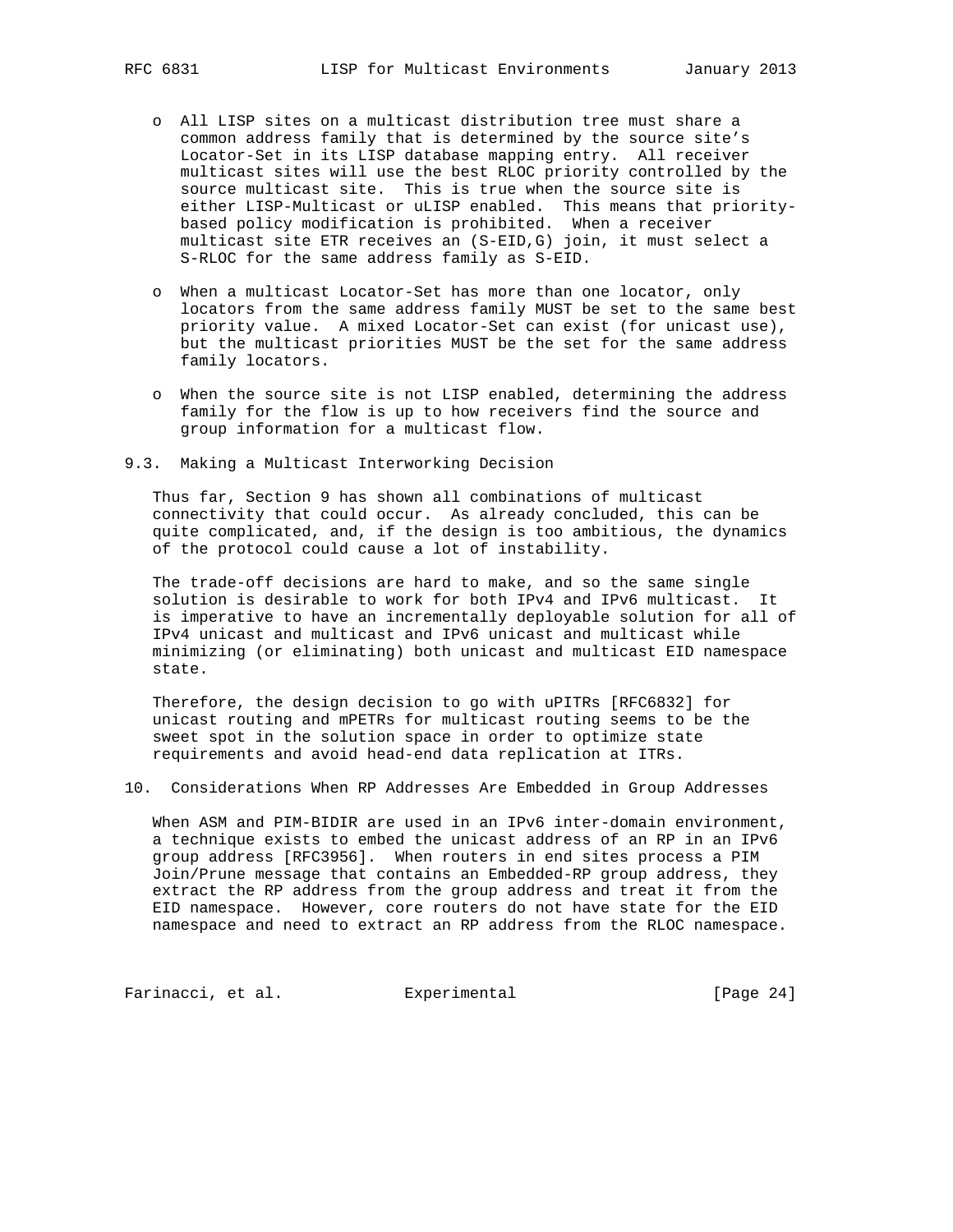- All LISP sites on a multicast distribution tree must share a common address family that is determined by the source site's Locator-Set in its LISP database mapping entry. All receiver multicast sites will use the best RLOC priority controlled by the source multicast site. This is true when the source site is either LISP-Multicast or uLISP enabled. This means that priority-based policy modification is prohibited. When a receiver multicast site ETR receives an (S-EID,G) join, it must select a S-RLOC for the same address family as S-EID.

- When a multicast Locator-Set has more than one locator, only locators from the same address family MUST be set to the same best priority value. A mixed Locator-Set can exist (for unicast use), but the multicast priorities MUST be the set for the same address family locators.

- When the source site is not LISP enabled, determining the address family for the flow is up to how receivers find the source and group information for a multicast flow.

### 9.3. Making a Multicast Interworking Decision

Thus far, Section 9 has shown all combinations of multicast connectivity that could occur. As already concluded, this can be quite complicated, and, if the design is too ambitious, the dynamics of the protocol could cause a lot of instability.

The trade-off decisions are hard to make, and so the same single solution is desirable to work for both IPv4 and IPv6 multicast. It is imperative to have an incrementally deployable solution for all of IPv4 unicast and multicast and IPv6 unicast and multicast while minimizing (or eliminating) both unicast and multicast EID namespace state.

Therefore, the design decision to go with uPITRs [RFC6832] for unicast routing and mPETRs for multicast routing seems to be the sweet spot in the solution space in order to optimize state requirements and avoid head-end data replication at ITRs.

## 10. Considerations When RP Addresses Are Embedded in Group Addresses

When ASM and PIM-BIDIR are used in an IPv6 inter-domain environment, a technique exists to embed the unicast address of an RP in an IPv6 group address [RFC3956]. When routers in end sites process a PIM Join/Prune message that contains an Embedded-RP group address, they extract the RP address from the group address and treat it from the EID namespace. However, core routers do not have state for the EID namespace and need to extract an RP address from the RLOC namespace.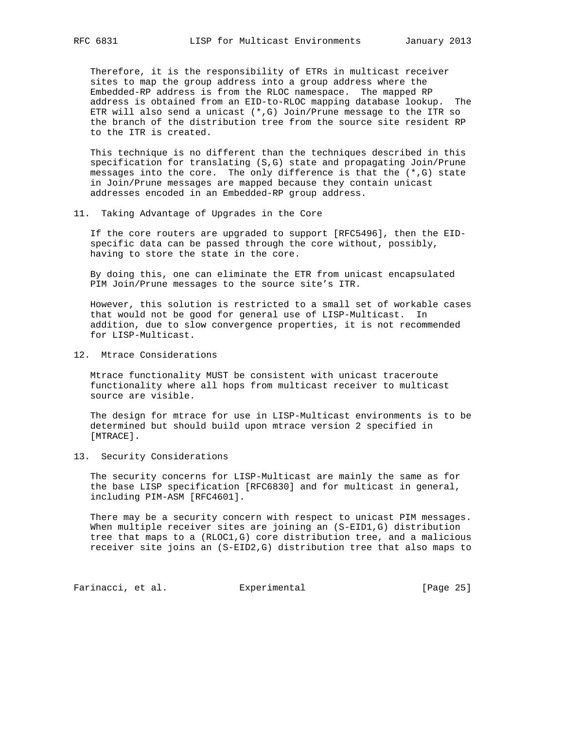Therefore, it is the responsibility of ETRs in multicast receiver sites to map the group address into a group address where the Embedded-RP address is from the RLOC namespace. The mapped RP address is obtained from an EID-to-RLOC mapping database lookup. The ETR will also send a unicast (*,G) Join/Prune message to the ITR so the branch of the distribution tree from the source site resident RP to the ITR is created.

This technique is no different than the techniques described in this specification for translating (S,G) state and propagating Join/Prune messages into the core. The only difference is that the (*,G) state in Join/Prune messages are mapped because they contain unicast addresses encoded in an Embedded-RP group address.

## 11. Taking Advantage of Upgrades in the Core

If the core routers are upgraded to support [RFC5496], then the EID-specific data can be passed through the core without, possibly, having to store the state in the core.

By doing this, one can eliminate the ETR from unicast encapsulated PIM Join/Prune messages to the source site's ITR.

However, this solution is restricted to a small set of workable cases that would not be good for general use of LISP-Multicast. In addition, due to slow convergence properties, it is not recommended for LISP-Multicast.

## 12. Mtrace Considerations

Mtrace functionality MUST be consistent with unicast traceroute functionality where all hops from multicast receiver to multicast source are visible.

The design for mtrace for use in LISP-Multicast environments is to be determined but should build upon mtrace version 2 specified in [MTRACE].

## 13. Security Considerations

The security concerns for LISP-Multicast are mainly the same as for the base LISP specification [RFC6830] and for multicast in general, including PIM-ASM [RFC4601].

There may be a security concern with respect to unicast PIM messages. When multiple receiver sites are joining an (S-EID1,G) distribution tree that maps to a (RLOC1,G) core distribution tree, and a malicious receiver site joins an (S-EID2,G) distribution tree that also maps to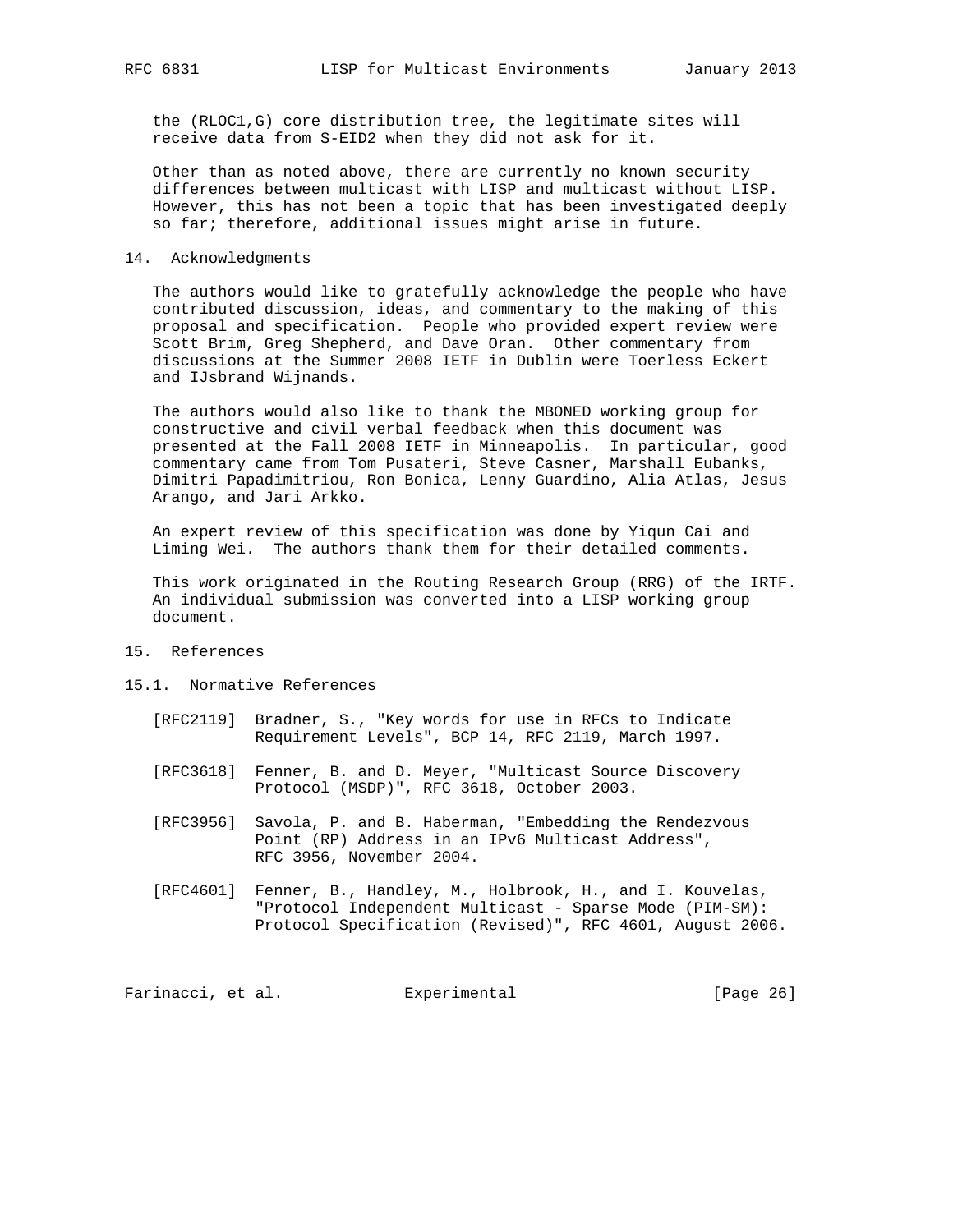the (RLOC1,G) core distribution tree, the legitimate sites will receive data from S-EID2 when they did not ask for it.

Other than as noted above, there are currently no known security differences between multicast with LISP and multicast without LISP. However, this has not been a topic that has been investigated deeply so far; therefore, additional issues might arise in future.

## 14. Acknowledgments

The authors would like to gratefully acknowledge the people who have contributed discussion, ideas, and commentary to the making of this proposal and specification. People who provided expert review were Scott Brim, Greg Shepherd, and Dave Oran. Other commentary from discussions at the Summer 2008 IETF in Dublin were Toerless Eckert and IJsbrand Wijnands.

The authors would also like to thank the MBONED working group for constructive and civil verbal feedback when this document was presented at the Fall 2008 IETF in Minneapolis. In particular, good commentary came from Tom Pusateri, Steve Casner, Marshall Eubanks, Dimitri Papadimitriou, Ron Bonica, Lenny Guardino, Alia Atlas, Jesus Arango, and Jari Arkko.

An expert review of this specification was done by Yiqun Cai and Liming Wei. The authors thank them for their detailed comments.

This work originated in the Routing Research Group (RRG) of the IRTF. An individual submission was converted into a LISP working group document.

## 15. References

### 15.1. Normative References

[RFC2119] Bradner, S., "Key words for use in RFCs to Indicate Requirement Levels", BCP 14, RFC 2119, March 1997.

[RFC3618] Fenner, B. and D. Meyer, "Multicast Source Discovery Protocol (MSDP)", RFC 3618, October 2003.

[RFC3956] Savola, P. and B. Haberman, "Embedding the Rendezvous Point (RP) Address in an IPv6 Multicast Address", RFC 3956, November 2004.

[RFC4601] Fenner, B., Handley, M., Holbrook, H., and I. Kouvelas, "Protocol Independent Multicast - Sparse Mode (PIM-SM): Protocol Specification (Revised)", RFC 4601, August 2006.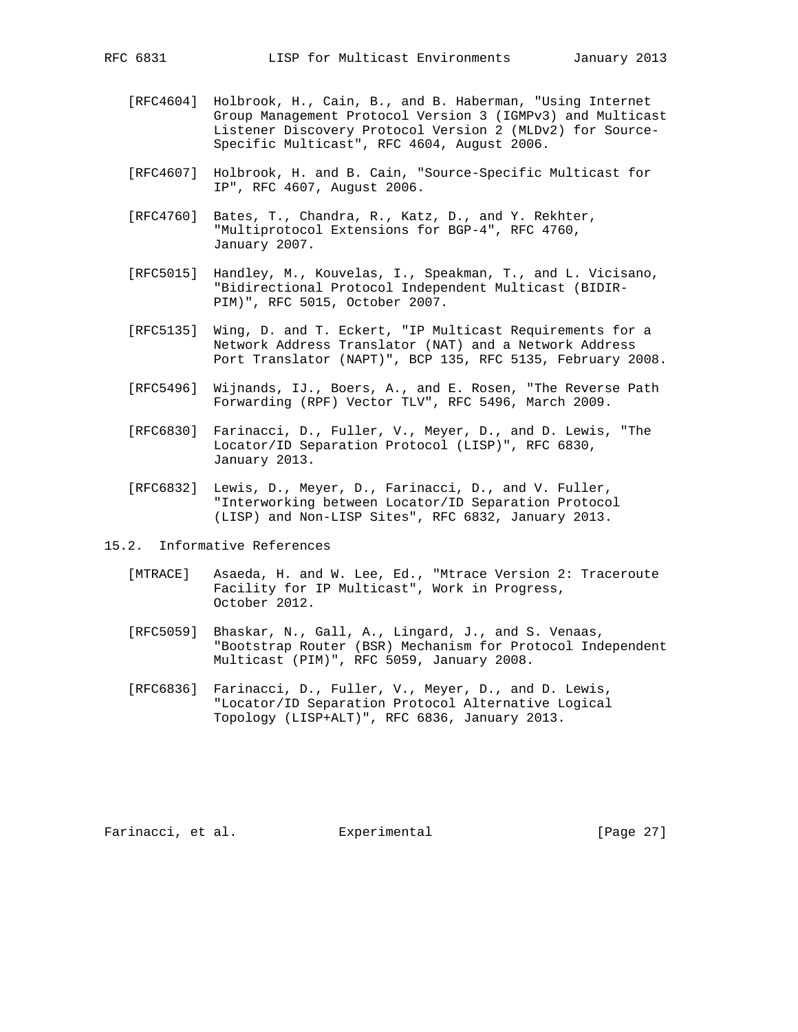[RFC4604] Holbrook, H., Cain, B., and B. Haberman, "Using Internet Group Management Protocol Version 3 (IGMPv3) and Multicast Listener Discovery Protocol Version 2 (MLDv2) for Source-Specific Multicast", RFC 4604, August 2006.

[RFC4607] Holbrook, H. and B. Cain, "Source-Specific Multicast for IP", RFC 4607, August 2006.

[RFC4760] Bates, T., Chandra, R., Katz, D., and Y. Rekhter, "Multiprotocol Extensions for BGP-4", RFC 4760, January 2007.

[RFC5015] Handley, M., Kouvelas, I., Speakman, T., and L. Vicisano, "Bidirectional Protocol Independent Multicast (BIDIR-PIM)", RFC 5015, October 2007.

[RFC5135] Wing, D. and T. Eckert, "IP Multicast Requirements for a Network Address Translator (NAT) and a Network Address Port Translator (NAPT)", BCP 135, RFC 5135, February 2008.

[RFC5496] Wijnands, IJ., Boers, A., and E. Rosen, "The Reverse Path Forwarding (RPF) Vector TLV", RFC 5496, March 2009.

[RFC6830] Farinacci, D., Fuller, V., Meyer, D., and D. Lewis, "The Locator/ID Separation Protocol (LISP)", RFC 6830, January 2013.

[RFC6832] Lewis, D., Meyer, D., Farinacci, D., and V. Fuller, "Interworking between Locator/ID Separation Protocol (LISP) and Non-LISP Sites", RFC 6832, January 2013.

## 15.2. Informative References

[MTRACE] Asaeda, H. and W. Lee, Ed., "Mtrace Version 2: Traceroute Facility for IP Multicast", Work in Progress, October 2012.

[RFC5059] Bhaskar, N., Gall, A., Lingard, J., and S. Venaas, "Bootstrap Router (BSR) Mechanism for Protocol Independent Multicast (PIM)", RFC 5059, January 2008.

[RFC6836] Farinacci, D., Fuller, V., Meyer, D., and D. Lewis, "Locator/ID Separation Protocol Alternative Logical Topology (LISP+ALT)", RFC 6836, January 2013.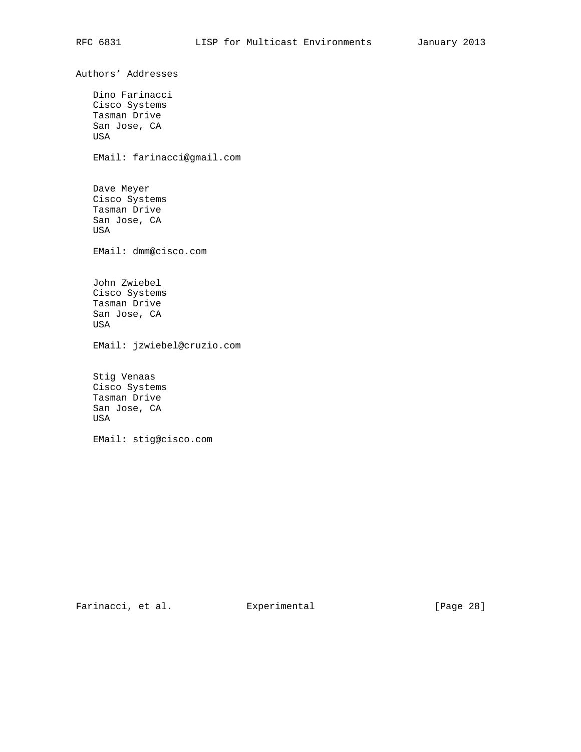## Authors' Addresses

Dino Farinacci
Cisco Systems
Tasman Drive
San Jose, CA
USA

EMail: farinacci@gmail.com

Dave Meyer
Cisco Systems
Tasman Drive
San Jose, CA
USA

EMail: dmm@cisco.com

John Zwiebel
Cisco Systems
Tasman Drive
San Jose, CA
USA

EMail: jzwiebel@cruzio.com

Stig Venaas
Cisco Systems
Tasman Drive
San Jose, CA
USA

EMail: stig@cisco.com